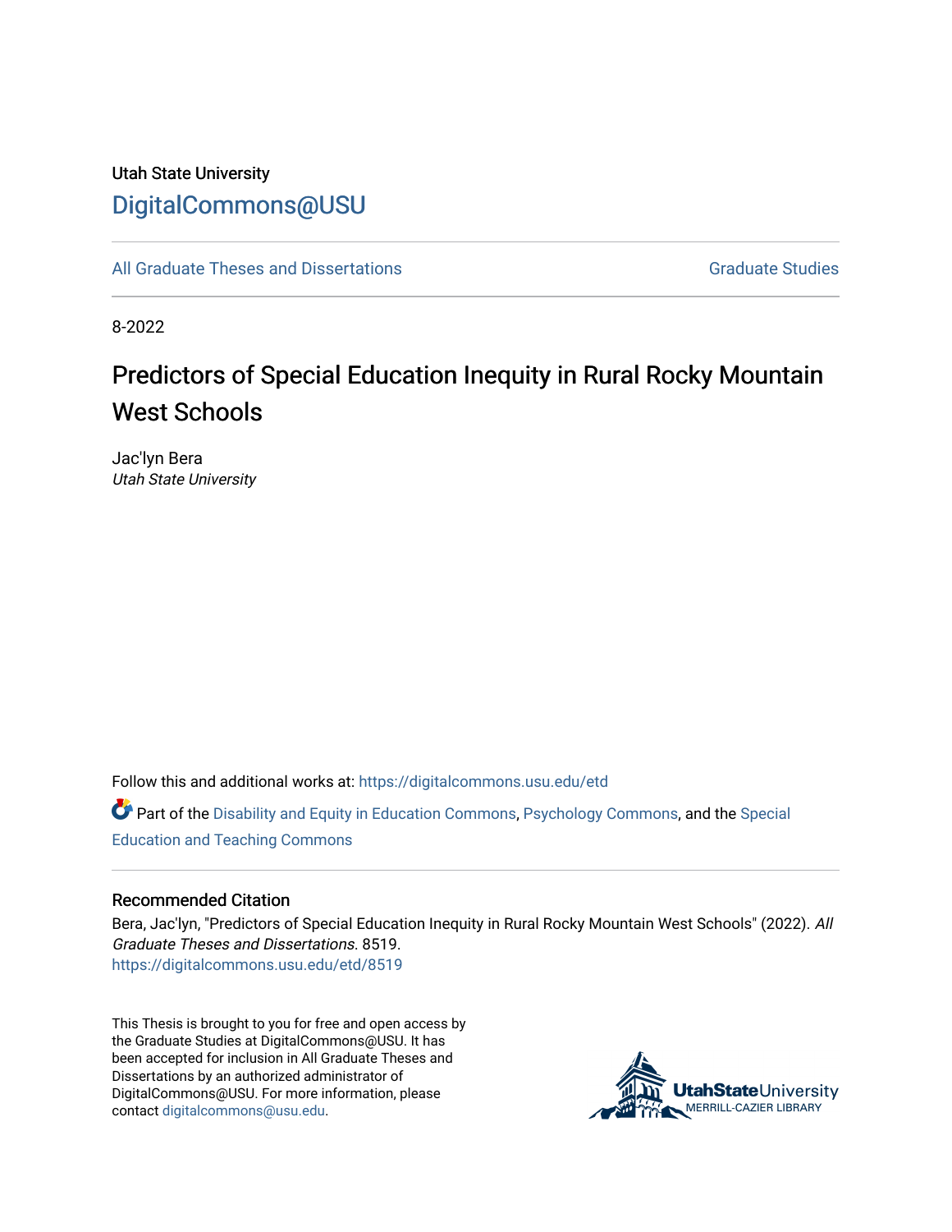Utah State University

DigitalCommons@USU

All Graduate Theses and Dissertations

Graduate Studies

8-2022

# Predictors of Special Education Inequity in Rural Rocky Mountain West Schools

Jac'lyn Bera
*Utah State University*

Follow this and additional works at: https://digitalcommons.usu.edu/etd

Part of the Disability and Equity in Education Commons, Psychology Commons, and the Special Education and Teaching Commons

## Recommended Citation

Bera, Jac'lyn, "Predictors of Special Education Inequity in Rural Rocky Mountain West Schools" (2022). *All Graduate Theses and Dissertations*. 8519.
https://digitalcommons.usu.edu/etd/8519

This Thesis is brought to you for free and open access by the Graduate Studies at DigitalCommons@USU. It has been accepted for inclusion in All Graduate Theses and Dissertations by an authorized administrator of DigitalCommons@USU. For more information, please contact digitalcommons@usu.edu.

UtahStateUniversity
MERRILL-CAZIER LIBRARY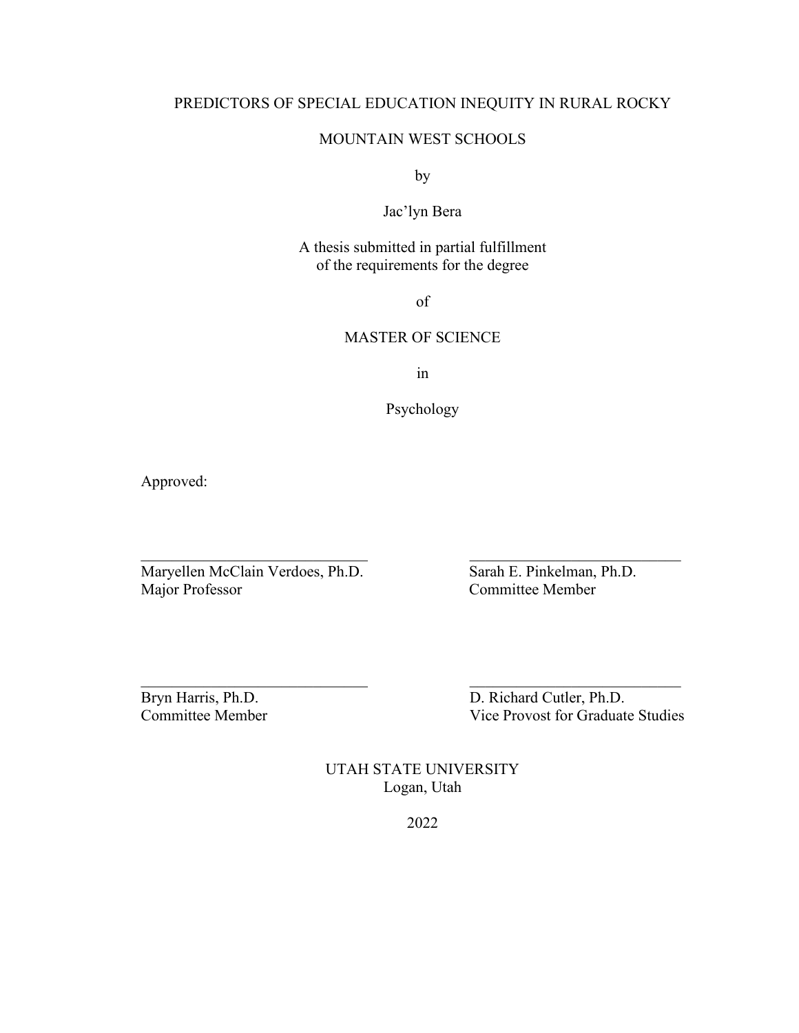# PREDICTORS OF SPECIAL EDUCATION INEQUITY IN RURAL ROCKY MOUNTAIN WEST SCHOOLS

by

Jac'lyn Bera

A thesis submitted in partial fulfillment
of the requirements for the degree

of

MASTER OF SCIENCE

in

Psychology

Approved:

| | |
|---|---|
| Maryellen McClain Verdoes, Ph.D.<br>Major Professor | Sarah E. Pinkelman, Ph.D.<br>Committee Member |
| Bryn Harris, Ph.D.<br>Committee Member | D. Richard Cutler, Ph.D.<br>Vice Provost for Graduate Studies |

UTAH STATE UNIVERSITY
Logan, Utah

2022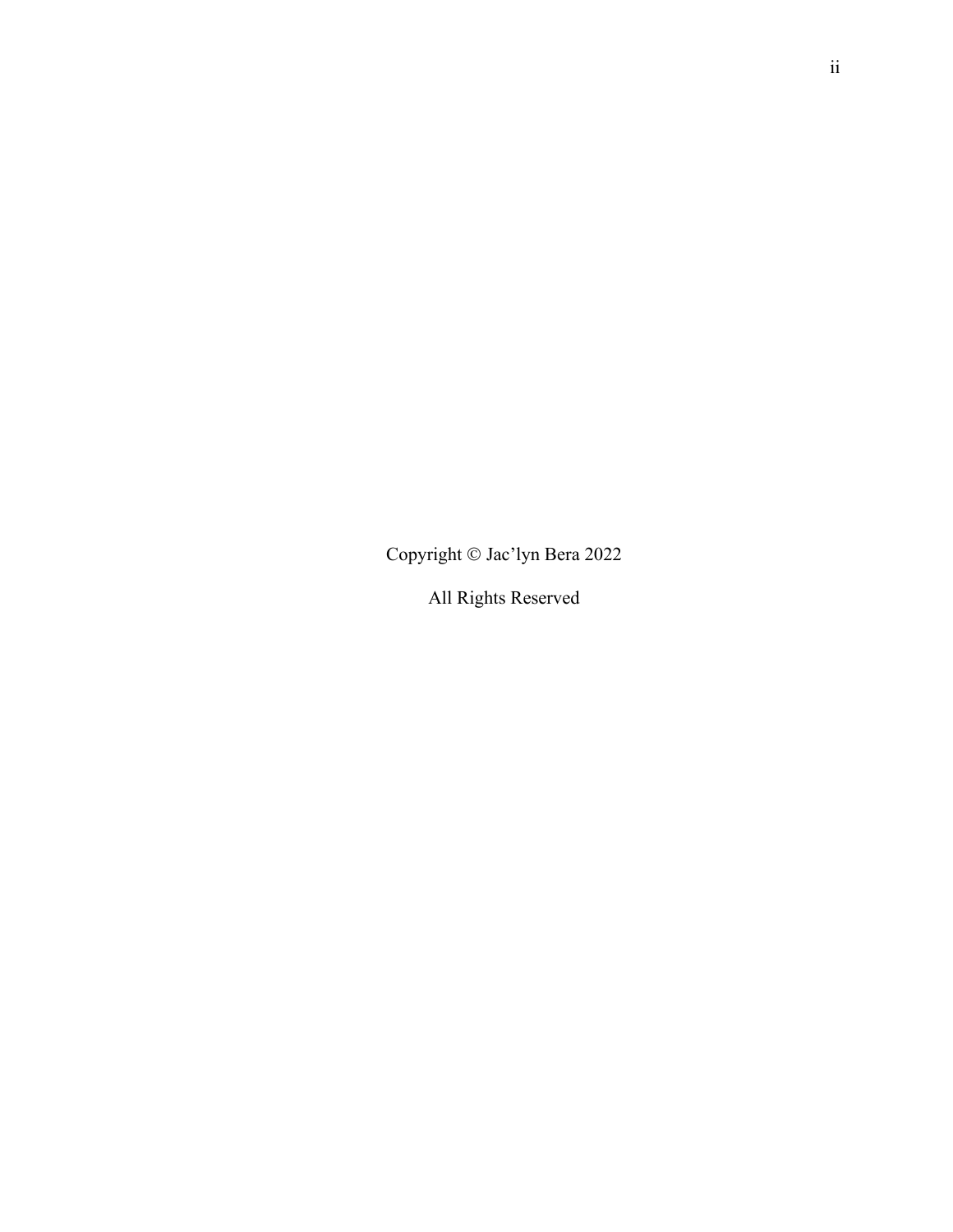Copyright © Jac'lyn Bera 2022

All Rights Reserved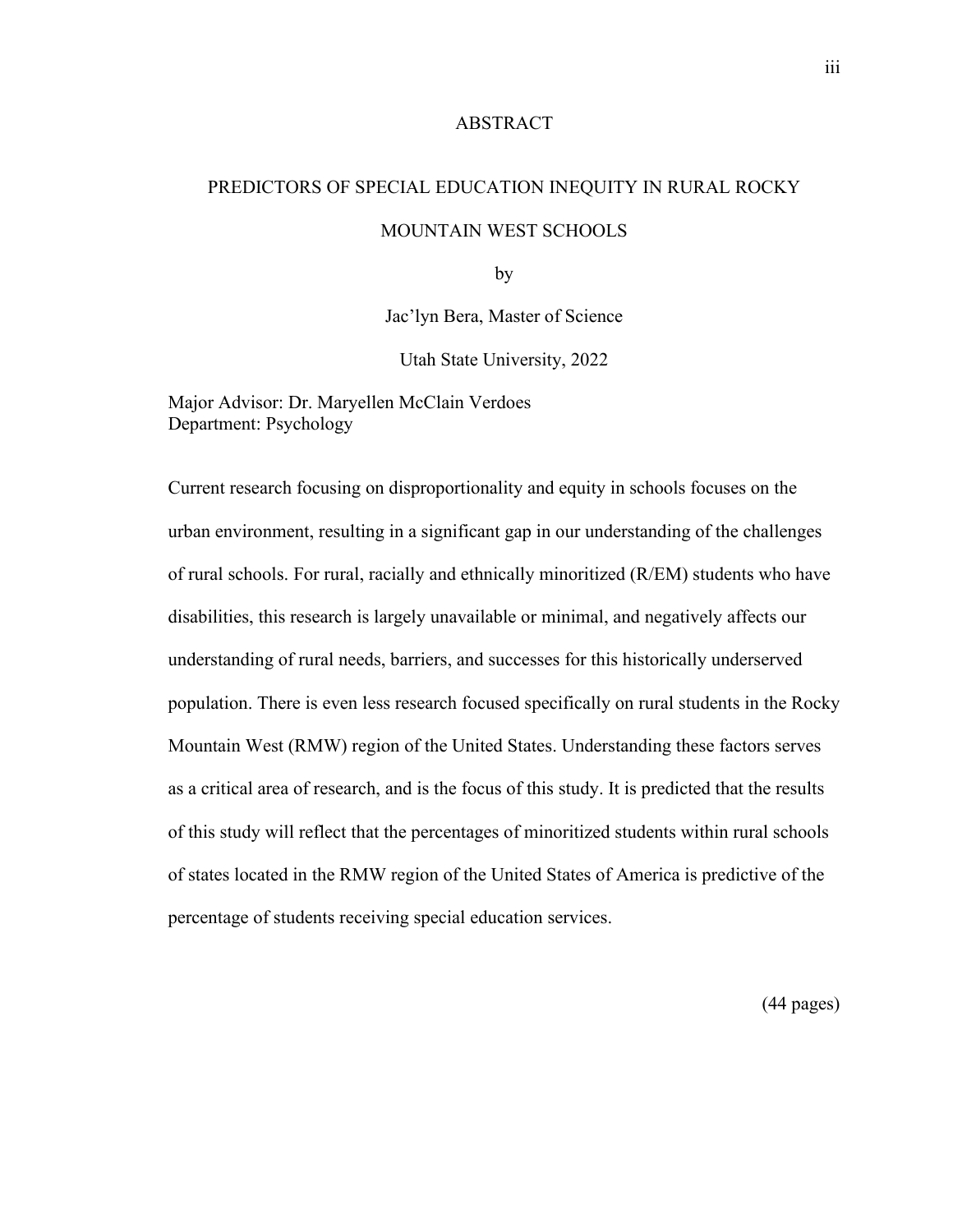# ABSTRACT

## PREDICTORS OF SPECIAL EDUCATION INEQUITY IN RURAL ROCKY MOUNTAIN WEST SCHOOLS

by

Jac'lyn Bera, Master of Science

Utah State University, 2022

Major Advisor: Dr. Maryellen McClain Verdoes
Department: Psychology

Current research focusing on disproportionality and equity in schools focuses on the urban environment, resulting in a significant gap in our understanding of the challenges of rural schools. For rural, racially and ethnically minoritized (R/EM) students who have disabilities, this research is largely unavailable or minimal, and negatively affects our understanding of rural needs, barriers, and successes for this historically underserved population. There is even less research focused specifically on rural students in the Rocky Mountain West (RMW) region of the United States. Understanding these factors serves as a critical area of research, and is the focus of this study. It is predicted that the results of this study will reflect that the percentages of minoritized students within rural schools of states located in the RMW region of the United States of America is predictive of the percentage of students receiving special education services.

(44 pages)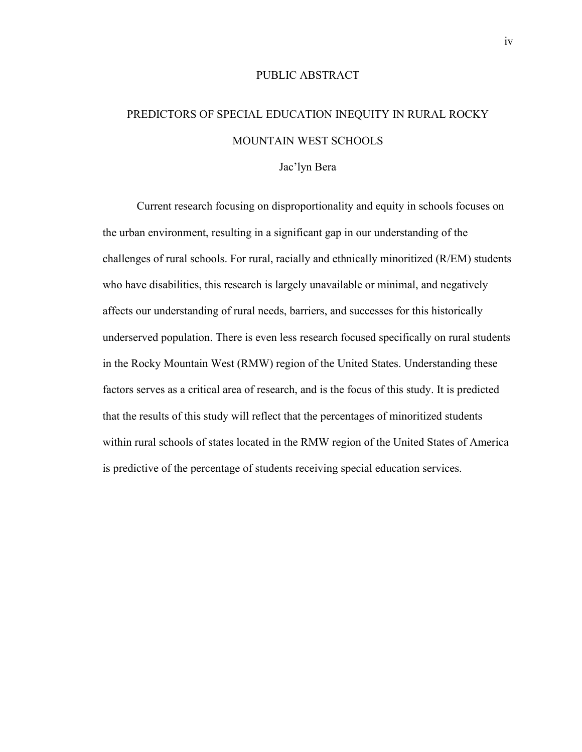# PUBLIC ABSTRACT

## PREDICTORS OF SPECIAL EDUCATION INEQUITY IN RURAL ROCKY MOUNTAIN WEST SCHOOLS

Jac'lyn Bera

Current research focusing on disproportionality and equity in schools focuses on the urban environment, resulting in a significant gap in our understanding of the challenges of rural schools. For rural, racially and ethnically minoritized (R/EM) students who have disabilities, this research is largely unavailable or minimal, and negatively affects our understanding of rural needs, barriers, and successes for this historically underserved population. There is even less research focused specifically on rural students in the Rocky Mountain West (RMW) region of the United States. Understanding these factors serves as a critical area of research, and is the focus of this study. It is predicted that the results of this study will reflect that the percentages of minoritized students within rural schools of states located in the RMW region of the United States of America is predictive of the percentage of students receiving special education services.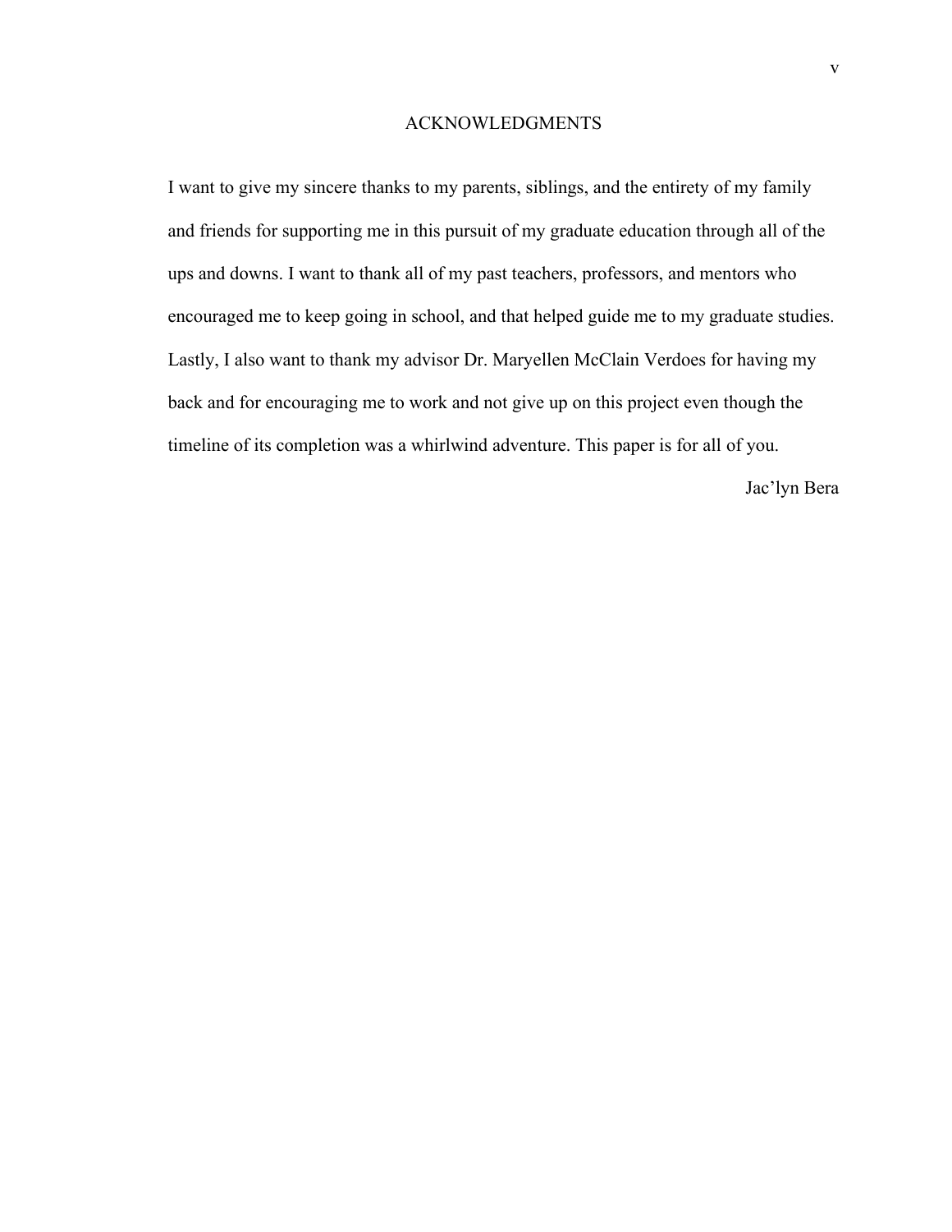## ACKNOWLEDGMENTS

I want to give my sincere thanks to my parents, siblings, and the entirety of my family and friends for supporting me in this pursuit of my graduate education through all of the ups and downs. I want to thank all of my past teachers, professors, and mentors who encouraged me to keep going in school, and that helped guide me to my graduate studies. Lastly, I also want to thank my advisor Dr. Maryellen McClain Verdoes for having my back and for encouraging me to work and not give up on this project even though the timeline of its completion was a whirlwind adventure. This paper is for all of you.

Jac'lyn Bera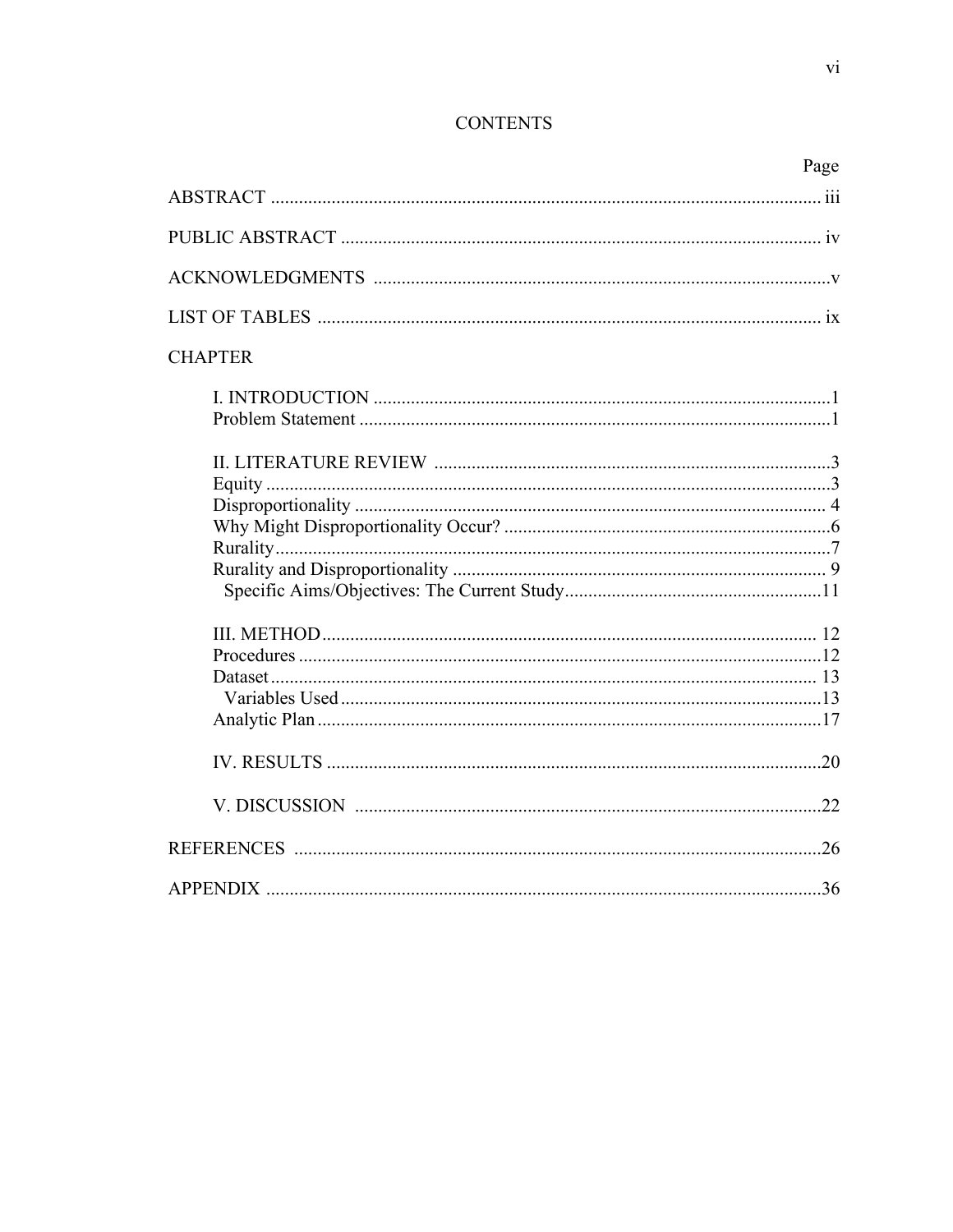# CONTENTS

| | Page |
|---|---|
| ABSTRACT | iii |
| PUBLIC ABSTRACT | iv |
| ACKNOWLEDGMENTS | v |
| LIST OF TABLES | ix |
| CHAPTER | |
| I. INTRODUCTION | 1 |
| Problem Statement | 1 |
| II. LITERATURE REVIEW | 3 |
| Equity | 3 |
| Disproportionality | 4 |
| Why Might Disproportionality Occur? | 6 |
| Rurality | 7 |
| Rurality and Disproportionality | 9 |
| Specific Aims/Objectives: The Current Study | 11 |
| III. METHOD | 12 |
| Procedures | 12 |
| Dataset | 13 |
| Variables Used | 13 |
| Analytic Plan | 17 |
| IV. RESULTS | 20 |
| V. DISCUSSION | 22 |
| REFERENCES | 26 |
| APPENDIX | 36 |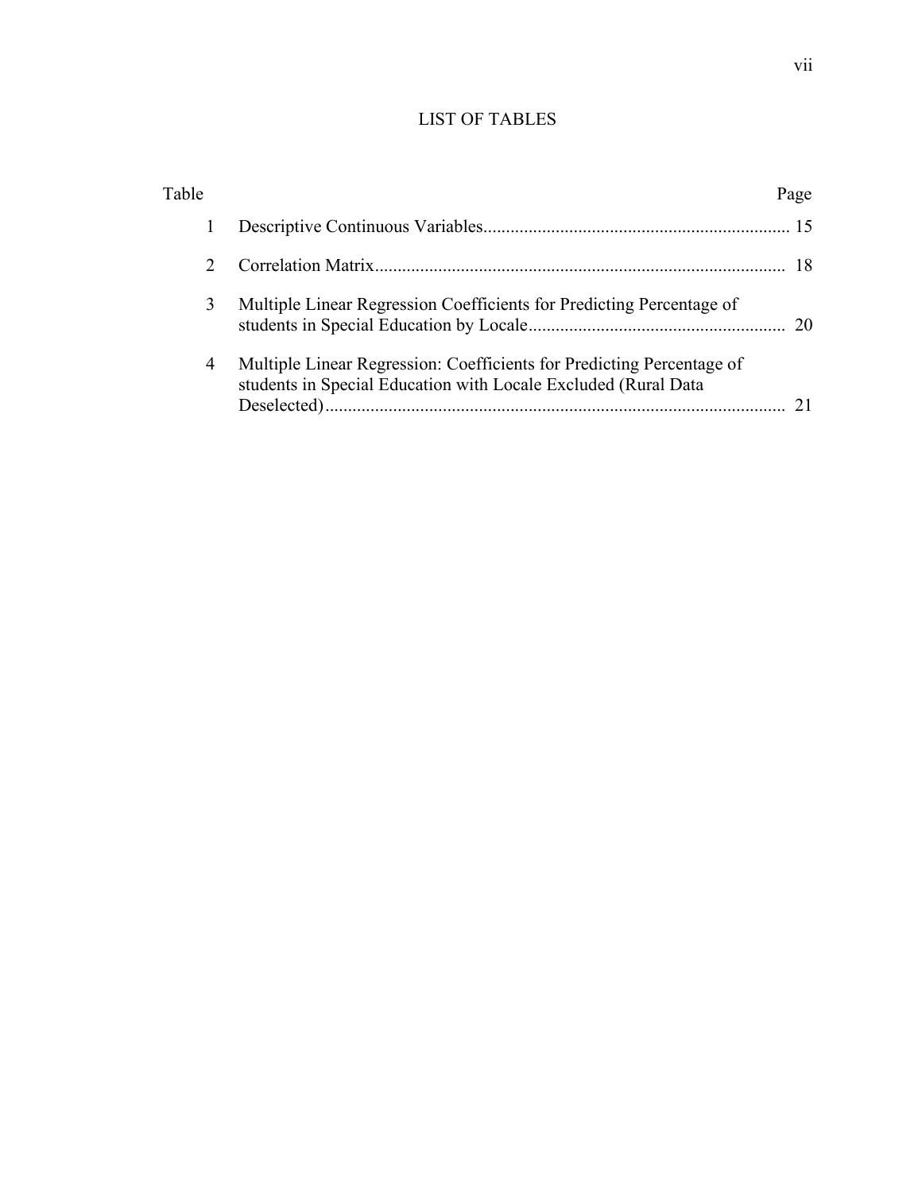# LIST OF TABLES

| Table | | Page |
|---|---|---|
| 1 | Descriptive Continuous Variables | 15 |
| 2 | Correlation Matrix | 18 |
| 3 | Multiple Linear Regression Coefficients for Predicting Percentage of students in Special Education by Locale | 20 |
| 4 | Multiple Linear Regression: Coefficients for Predicting Percentage of students in Special Education with Locale Excluded (Rural Data Deselected) | 21 |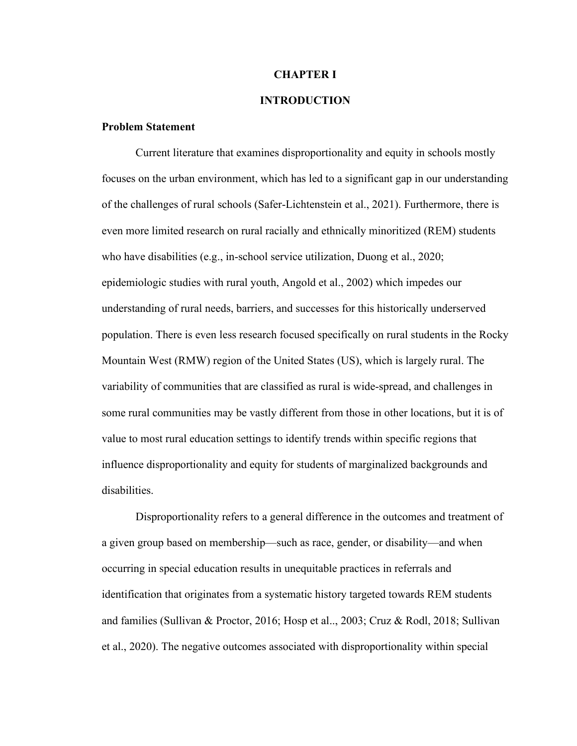# CHAPTER I

# INTRODUCTION

## Problem Statement

Current literature that examines disproportionality and equity in schools mostly focuses on the urban environment, which has led to a significant gap in our understanding of the challenges of rural schools (Safer-Lichtenstein et al., 2021). Furthermore, there is even more limited research on rural racially and ethnically minoritized (REM) students who have disabilities (e.g., in-school service utilization, Duong et al., 2020; epidemiologic studies with rural youth, Angold et al., 2002) which impedes our understanding of rural needs, barriers, and successes for this historically underserved population. There is even less research focused specifically on rural students in the Rocky Mountain West (RMW) region of the United States (US), which is largely rural. The variability of communities that are classified as rural is wide-spread, and challenges in some rural communities may be vastly different from those in other locations, but it is of value to most rural education settings to identify trends within specific regions that influence disproportionality and equity for students of marginalized backgrounds and disabilities.

Disproportionality refers to a general difference in the outcomes and treatment of a given group based on membership—such as race, gender, or disability—and when occurring in special education results in unequitable practices in referrals and identification that originates from a systematic history targeted towards REM students and families (Sullivan & Proctor, 2016; Hosp et al.., 2003; Cruz & Rodl, 2018; Sullivan et al., 2020). The negative outcomes associated with disproportionality within special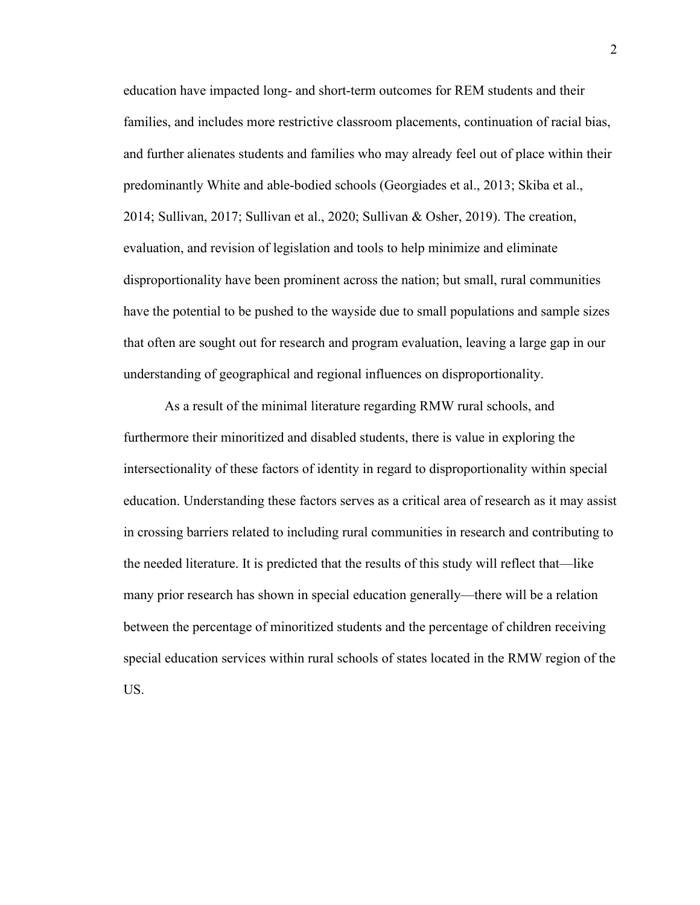education have impacted long- and short-term outcomes for REM students and their families, and includes more restrictive classroom placements, continuation of racial bias, and further alienates students and families who may already feel out of place within their predominantly White and able-bodied schools (Georgiades et al., 2013; Skiba et al., 2014; Sullivan, 2017; Sullivan et al., 2020; Sullivan & Osher, 2019). The creation, evaluation, and revision of legislation and tools to help minimize and eliminate disproportionality have been prominent across the nation; but small, rural communities have the potential to be pushed to the wayside due to small populations and sample sizes that often are sought out for research and program evaluation, leaving a large gap in our understanding of geographical and regional influences on disproportionality.

As a result of the minimal literature regarding RMW rural schools, and furthermore their minoritized and disabled students, there is value in exploring the intersectionality of these factors of identity in regard to disproportionality within special education. Understanding these factors serves as a critical area of research as it may assist in crossing barriers related to including rural communities in research and contributing to the needed literature. It is predicted that the results of this study will reflect that—like many prior research has shown in special education generally—there will be a relation between the percentage of minoritized students and the percentage of children receiving special education services within rural schools of states located in the RMW region of the US.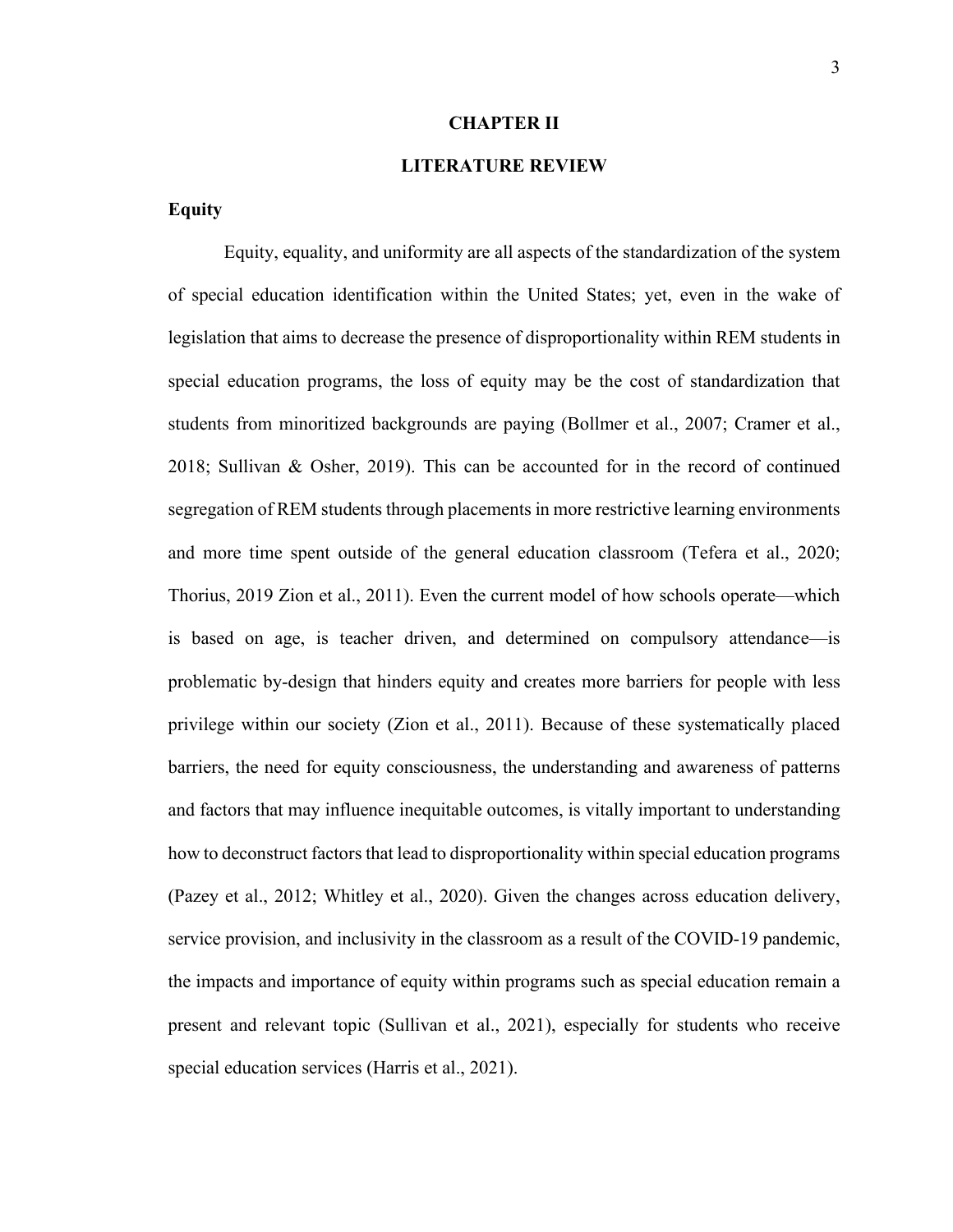# CHAPTER II

# LITERATURE REVIEW

## Equity

Equity, equality, and uniformity are all aspects of the standardization of the system of special education identification within the United States; yet, even in the wake of legislation that aims to decrease the presence of disproportionality within REM students in special education programs, the loss of equity may be the cost of standardization that students from minoritized backgrounds are paying (Bollmer et al., 2007; Cramer et al., 2018; Sullivan & Osher, 2019). This can be accounted for in the record of continued segregation of REM students through placements in more restrictive learning environments and more time spent outside of the general education classroom (Tefera et al., 2020; Thorius, 2019 Zion et al., 2011). Even the current model of how schools operate—which is based on age, is teacher driven, and determined on compulsory attendance—is problematic by-design that hinders equity and creates more barriers for people with less privilege within our society (Zion et al., 2011). Because of these systematically placed barriers, the need for equity consciousness, the understanding and awareness of patterns and factors that may influence inequitable outcomes, is vitally important to understanding how to deconstruct factors that lead to disproportionality within special education programs (Pazey et al., 2012; Whitley et al., 2020). Given the changes across education delivery, service provision, and inclusivity in the classroom as a result of the COVID-19 pandemic, the impacts and importance of equity within programs such as special education remain a present and relevant topic (Sullivan et al., 2021), especially for students who receive special education services (Harris et al., 2021).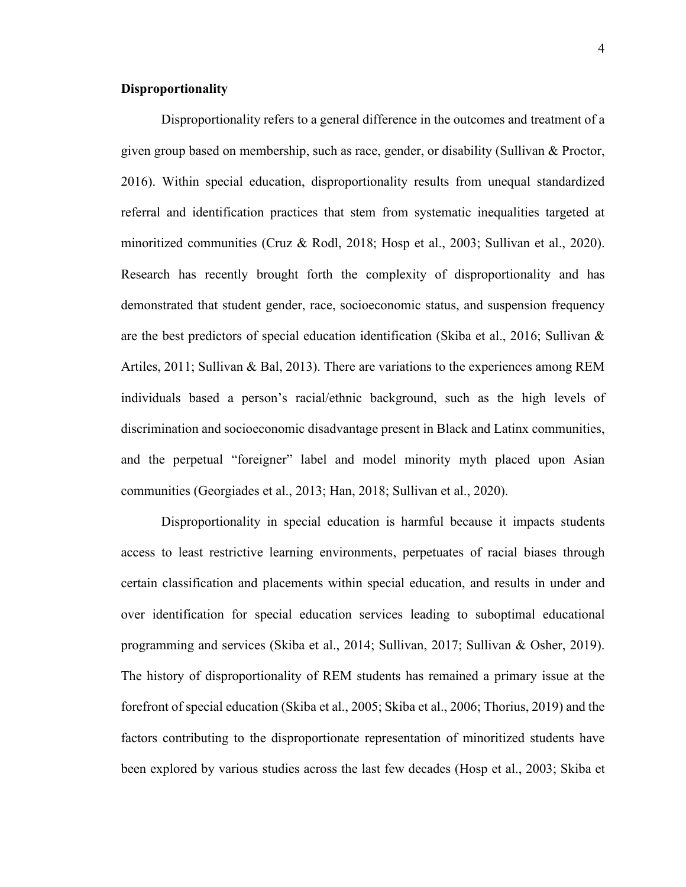**Disproportionality**

Disproportionality refers to a general difference in the outcomes and treatment of a given group based on membership, such as race, gender, or disability (Sullivan & Proctor, 2016). Within special education, disproportionality results from unequal standardized referral and identification practices that stem from systematic inequalities targeted at minoritized communities (Cruz & Rodl, 2018; Hosp et al., 2003; Sullivan et al., 2020). Research has recently brought forth the complexity of disproportionality and has demonstrated that student gender, race, socioeconomic status, and suspension frequency are the best predictors of special education identification (Skiba et al., 2016; Sullivan & Artiles, 2011; Sullivan & Bal, 2013). There are variations to the experiences among REM individuals based a person's racial/ethnic background, such as the high levels of discrimination and socioeconomic disadvantage present in Black and Latinx communities, and the perpetual "foreigner" label and model minority myth placed upon Asian communities (Georgiades et al., 2013; Han, 2018; Sullivan et al., 2020).

Disproportionality in special education is harmful because it impacts students access to least restrictive learning environments, perpetuates of racial biases through certain classification and placements within special education, and results in under and over identification for special education services leading to suboptimal educational programming and services (Skiba et al., 2014; Sullivan, 2017; Sullivan & Osher, 2019). The history of disproportionality of REM students has remained a primary issue at the forefront of special education (Skiba et al., 2005; Skiba et al., 2006; Thorius, 2019) and the factors contributing to the disproportionate representation of minoritized students have been explored by various studies across the last few decades (Hosp et al., 2003; Skiba et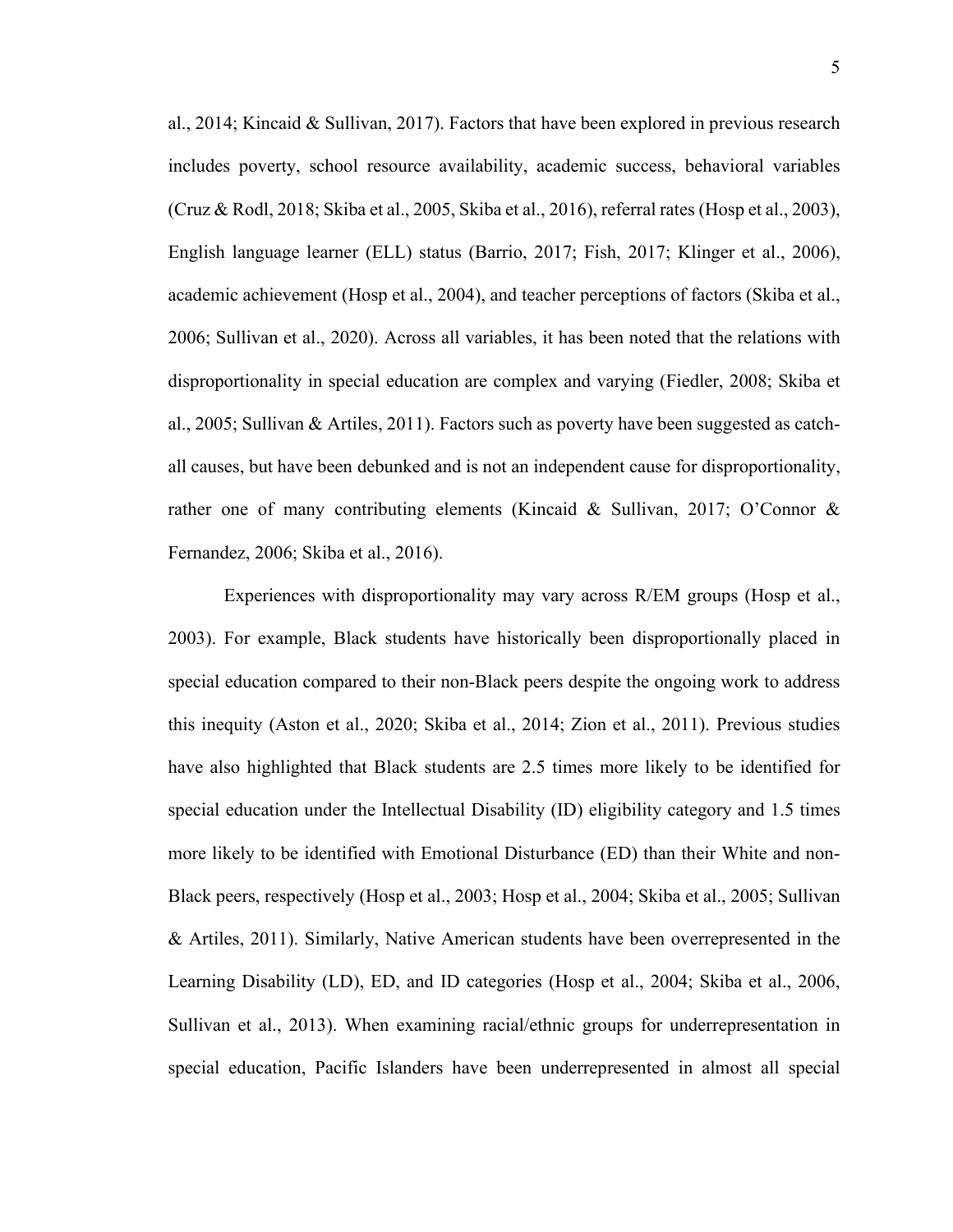al., 2014; Kincaid & Sullivan, 2017). Factors that have been explored in previous research includes poverty, school resource availability, academic success, behavioral variables (Cruz & Rodl, 2018; Skiba et al., 2005, Skiba et al., 2016), referral rates (Hosp et al., 2003), English language learner (ELL) status (Barrio, 2017; Fish, 2017; Klinger et al., 2006), academic achievement (Hosp et al., 2004), and teacher perceptions of factors (Skiba et al., 2006; Sullivan et al., 2020). Across all variables, it has been noted that the relations with disproportionality in special education are complex and varying (Fiedler, 2008; Skiba et al., 2005; Sullivan & Artiles, 2011). Factors such as poverty have been suggested as catch-all causes, but have been debunked and is not an independent cause for disproportionality, rather one of many contributing elements (Kincaid & Sullivan, 2017; O'Connor & Fernandez, 2006; Skiba et al., 2016).

Experiences with disproportionality may vary across R/EM groups (Hosp et al., 2003). For example, Black students have historically been disproportionally placed in special education compared to their non-Black peers despite the ongoing work to address this inequity (Aston et al., 2020; Skiba et al., 2014; Zion et al., 2011). Previous studies have also highlighted that Black students are 2.5 times more likely to be identified for special education under the Intellectual Disability (ID) eligibility category and 1.5 times more likely to be identified with Emotional Disturbance (ED) than their White and non-Black peers, respectively (Hosp et al., 2003; Hosp et al., 2004; Skiba et al., 2005; Sullivan & Artiles, 2011). Similarly, Native American students have been overrepresented in the Learning Disability (LD), ED, and ID categories (Hosp et al., 2004; Skiba et al., 2006, Sullivan et al., 2013). When examining racial/ethnic groups for underrepresentation in special education, Pacific Islanders have been underrepresented in almost all special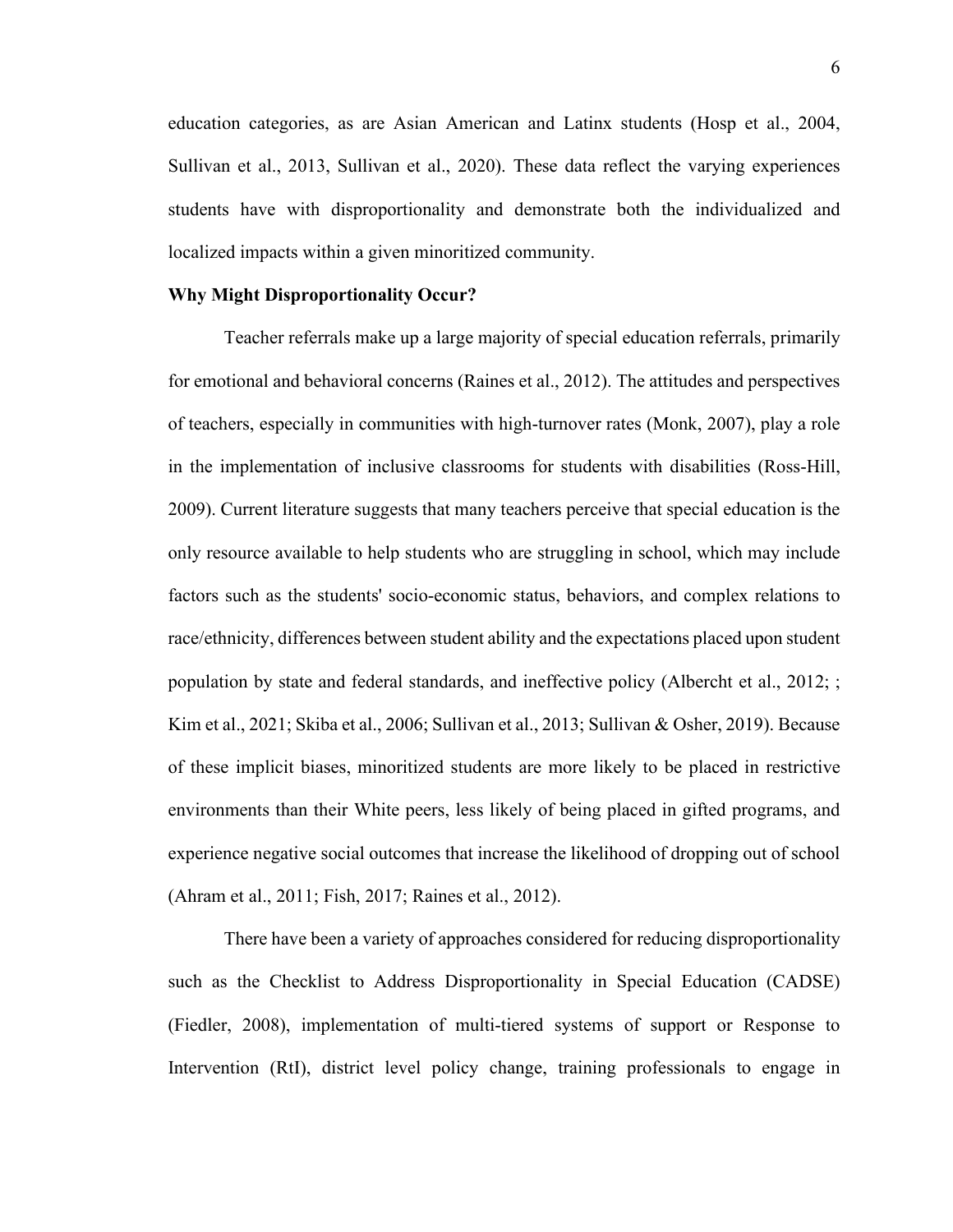education categories, as are Asian American and Latinx students (Hosp et al., 2004, Sullivan et al., 2013, Sullivan et al., 2020). These data reflect the varying experiences students have with disproportionality and demonstrate both the individualized and localized impacts within a given minoritized community.

**Why Might Disproportionality Occur?**

Teacher referrals make up a large majority of special education referrals, primarily for emotional and behavioral concerns (Raines et al., 2012). The attitudes and perspectives of teachers, especially in communities with high-turnover rates (Monk, 2007), play a role in the implementation of inclusive classrooms for students with disabilities (Ross-Hill, 2009). Current literature suggests that many teachers perceive that special education is the only resource available to help students who are struggling in school, which may include factors such as the students' socio-economic status, behaviors, and complex relations to race/ethnicity, differences between student ability and the expectations placed upon student population by state and federal standards, and ineffective policy (Albercht et al., 2012; ; Kim et al., 2021; Skiba et al., 2006; Sullivan et al., 2013; Sullivan & Osher, 2019). Because of these implicit biases, minoritized students are more likely to be placed in restrictive environments than their White peers, less likely of being placed in gifted programs, and experience negative social outcomes that increase the likelihood of dropping out of school (Ahram et al., 2011; Fish, 2017; Raines et al., 2012).

There have been a variety of approaches considered for reducing disproportionality such as the Checklist to Address Disproportionality in Special Education (CADSE) (Fiedler, 2008), implementation of multi-tiered systems of support or Response to Intervention (RtI), district level policy change, training professionals to engage in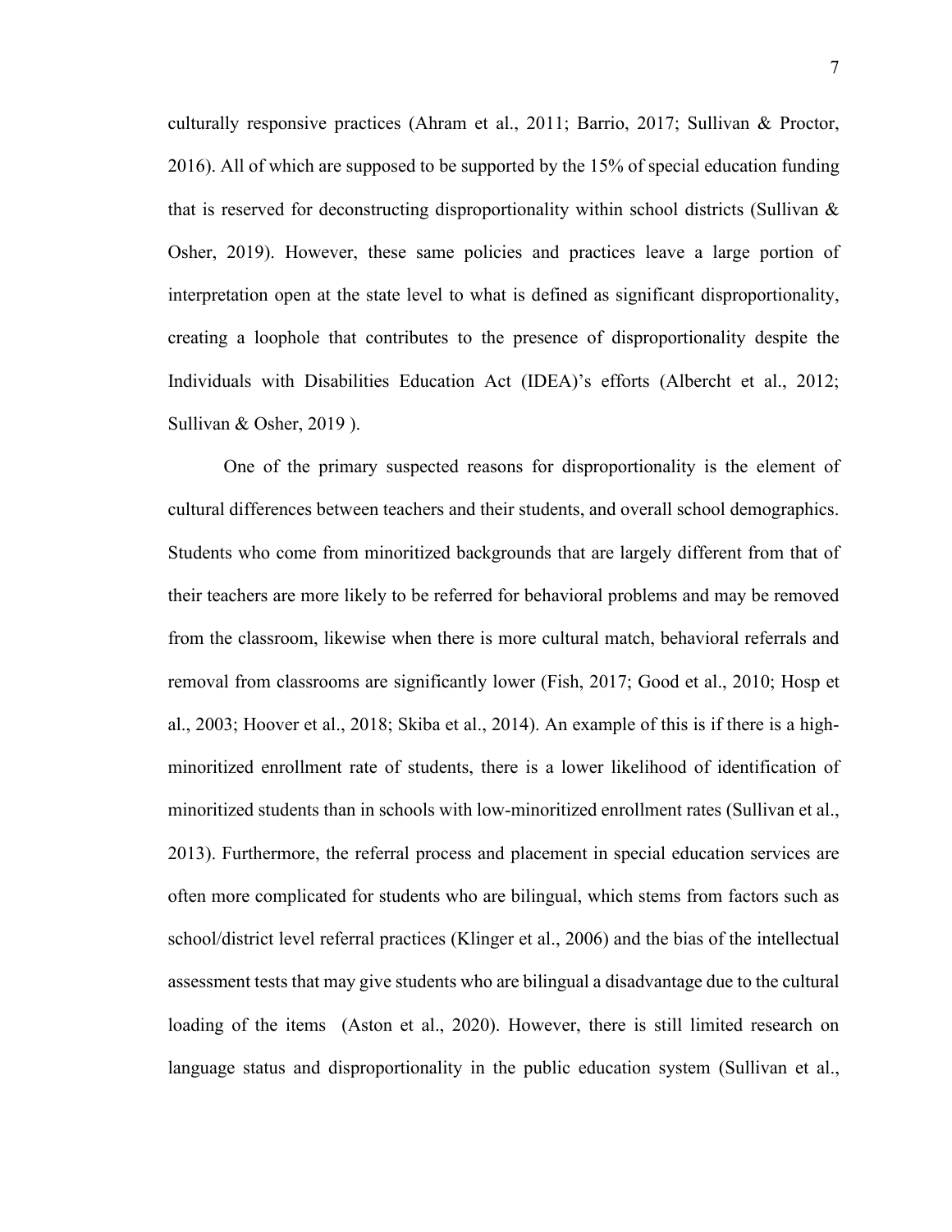culturally responsive practices (Ahram et al., 2011; Barrio, 2017; Sullivan & Proctor, 2016). All of which are supposed to be supported by the 15% of special education funding that is reserved for deconstructing disproportionality within school districts (Sullivan & Osher, 2019). However, these same policies and practices leave a large portion of interpretation open at the state level to what is defined as significant disproportionality, creating a loophole that contributes to the presence of disproportionality despite the Individuals with Disabilities Education Act (IDEA)'s efforts (Albercht et al., 2012; Sullivan & Osher, 2019 ).

One of the primary suspected reasons for disproportionality is the element of cultural differences between teachers and their students, and overall school demographics. Students who come from minoritized backgrounds that are largely different from that of their teachers are more likely to be referred for behavioral problems and may be removed from the classroom, likewise when there is more cultural match, behavioral referrals and removal from classrooms are significantly lower (Fish, 2017; Good et al., 2010; Hosp et al., 2003; Hoover et al., 2018; Skiba et al., 2014). An example of this is if there is a high-minoritized enrollment rate of students, there is a lower likelihood of identification of minoritized students than in schools with low-minoritized enrollment rates (Sullivan et al., 2013). Furthermore, the referral process and placement in special education services are often more complicated for students who are bilingual, which stems from factors such as school/district level referral practices (Klinger et al., 2006) and the bias of the intellectual assessment tests that may give students who are bilingual a disadvantage due to the cultural loading of the items (Aston et al., 2020). However, there is still limited research on language status and disproportionality in the public education system (Sullivan et al.,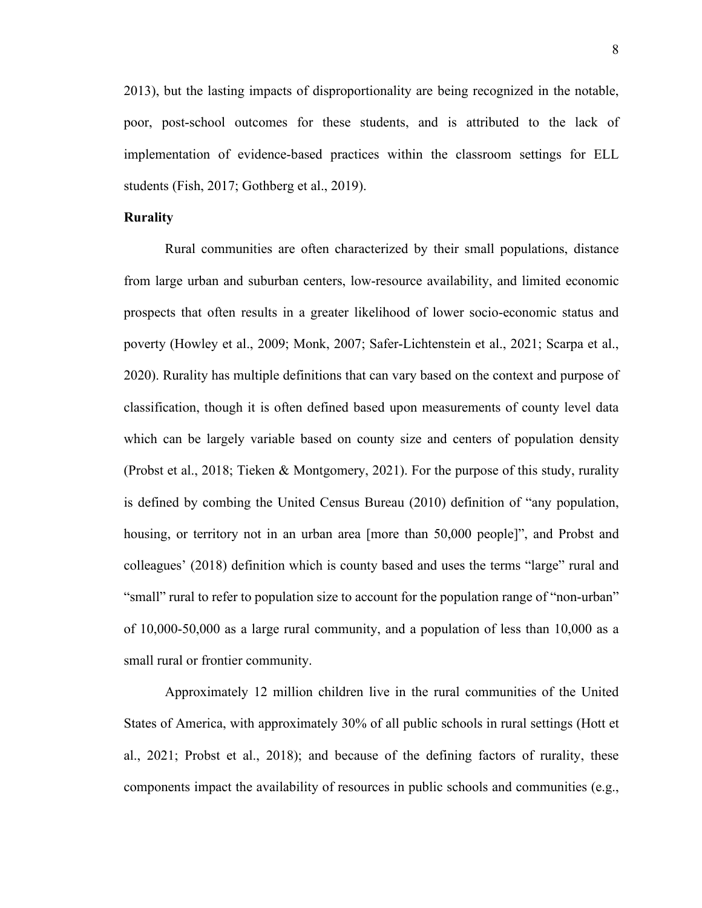2013), but the lasting impacts of disproportionality are being recognized in the notable, poor, post-school outcomes for these students, and is attributed to the lack of implementation of evidence-based practices within the classroom settings for ELL students (Fish, 2017; Gothberg et al., 2019).

**Rurality**

Rural communities are often characterized by their small populations, distance from large urban and suburban centers, low-resource availability, and limited economic prospects that often results in a greater likelihood of lower socio-economic status and poverty (Howley et al., 2009; Monk, 2007; Safer-Lichtenstein et al., 2021; Scarpa et al., 2020). Rurality has multiple definitions that can vary based on the context and purpose of classification, though it is often defined based upon measurements of county level data which can be largely variable based on county size and centers of population density (Probst et al., 2018; Tieken & Montgomery, 2021). For the purpose of this study, rurality is defined by combing the United Census Bureau (2010) definition of "any population, housing, or territory not in an urban area [more than 50,000 people]", and Probst and colleagues' (2018) definition which is county based and uses the terms "large" rural and "small" rural to refer to population size to account for the population range of "non-urban" of 10,000-50,000 as a large rural community, and a population of less than 10,000 as a small rural or frontier community.

Approximately 12 million children live in the rural communities of the United States of America, with approximately 30% of all public schools in rural settings (Hott et al., 2021; Probst et al., 2018); and because of the defining factors of rurality, these components impact the availability of resources in public schools and communities (e.g.,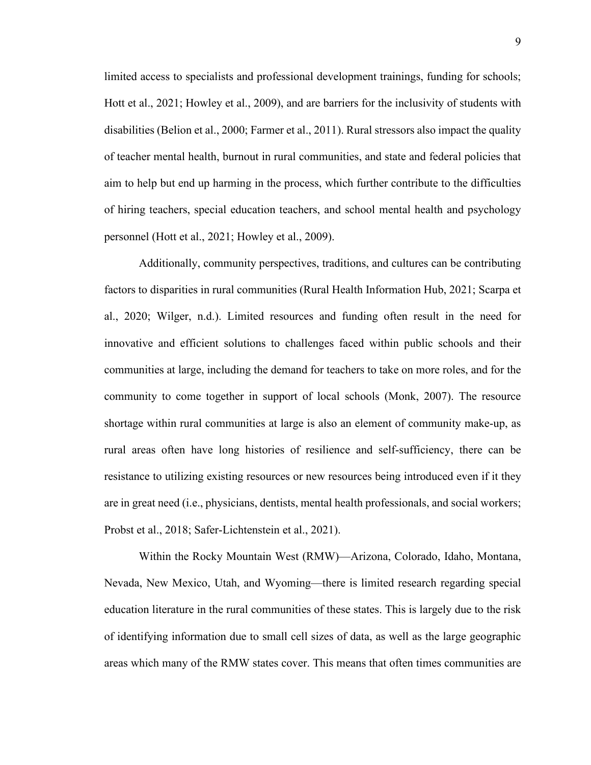limited access to specialists and professional development trainings, funding for schools; Hott et al., 2021; Howley et al., 2009), and are barriers for the inclusivity of students with disabilities (Belion et al., 2000; Farmer et al., 2011). Rural stressors also impact the quality of teacher mental health, burnout in rural communities, and state and federal policies that aim to help but end up harming in the process, which further contribute to the difficulties of hiring teachers, special education teachers, and school mental health and psychology personnel (Hott et al., 2021; Howley et al., 2009).

Additionally, community perspectives, traditions, and cultures can be contributing factors to disparities in rural communities (Rural Health Information Hub, 2021; Scarpa et al., 2020; Wilger, n.d.). Limited resources and funding often result in the need for innovative and efficient solutions to challenges faced within public schools and their communities at large, including the demand for teachers to take on more roles, and for the community to come together in support of local schools (Monk, 2007). The resource shortage within rural communities at large is also an element of community make-up, as rural areas often have long histories of resilience and self-sufficiency, there can be resistance to utilizing existing resources or new resources being introduced even if it they are in great need (i.e., physicians, dentists, mental health professionals, and social workers; Probst et al., 2018; Safer-Lichtenstein et al., 2021).

Within the Rocky Mountain West (RMW)—Arizona, Colorado, Idaho, Montana, Nevada, New Mexico, Utah, and Wyoming—there is limited research regarding special education literature in the rural communities of these states. This is largely due to the risk of identifying information due to small cell sizes of data, as well as the large geographic areas which many of the RMW states cover. This means that often times communities are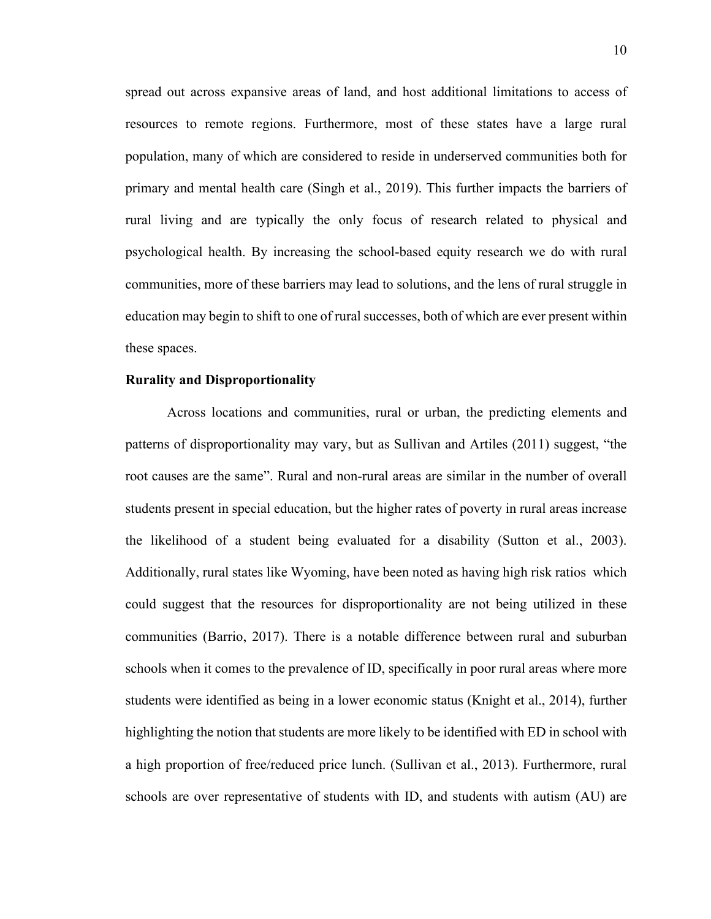spread out across expansive areas of land, and host additional limitations to access of resources to remote regions. Furthermore, most of these states have a large rural population, many of which are considered to reside in underserved communities both for primary and mental health care (Singh et al., 2019). This further impacts the barriers of rural living and are typically the only focus of research related to physical and psychological health. By increasing the school-based equity research we do with rural communities, more of these barriers may lead to solutions, and the lens of rural struggle in education may begin to shift to one of rural successes, both of which are ever present within these spaces.

**Rurality and Disproportionality**

Across locations and communities, rural or urban, the predicting elements and patterns of disproportionality may vary, but as Sullivan and Artiles (2011) suggest, "the root causes are the same". Rural and non-rural areas are similar in the number of overall students present in special education, but the higher rates of poverty in rural areas increase the likelihood of a student being evaluated for a disability (Sutton et al., 2003). Additionally, rural states like Wyoming, have been noted as having high risk ratios which could suggest that the resources for disproportionality are not being utilized in these communities (Barrio, 2017). There is a notable difference between rural and suburban schools when it comes to the prevalence of ID, specifically in poor rural areas where more students were identified as being in a lower economic status (Knight et al., 2014), further highlighting the notion that students are more likely to be identified with ED in school with a high proportion of free/reduced price lunch. (Sullivan et al., 2013). Furthermore, rural schools are over representative of students with ID, and students with autism (AU) are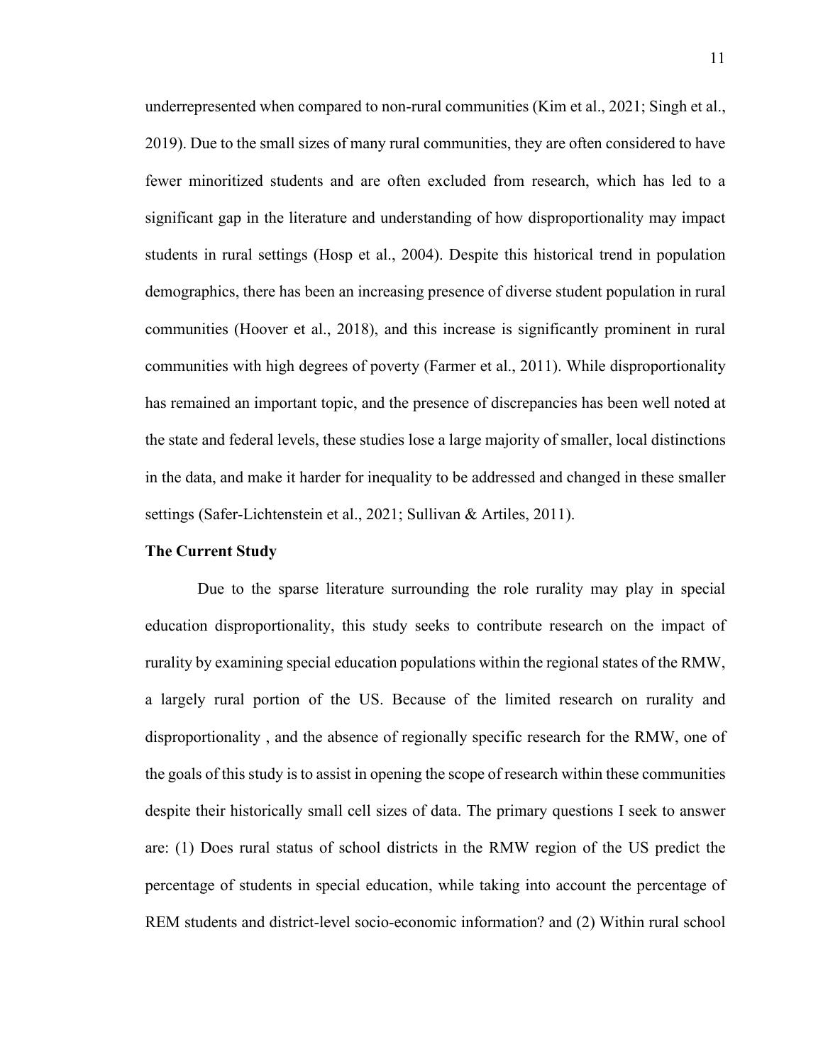underrepresented when compared to non-rural communities (Kim et al., 2021; Singh et al., 2019). Due to the small sizes of many rural communities, they are often considered to have fewer minoritized students and are often excluded from research, which has led to a significant gap in the literature and understanding of how disproportionality may impact students in rural settings (Hosp et al., 2004). Despite this historical trend in population demographics, there has been an increasing presence of diverse student population in rural communities (Hoover et al., 2018), and this increase is significantly prominent in rural communities with high degrees of poverty (Farmer et al., 2011). While disproportionality has remained an important topic, and the presence of discrepancies has been well noted at the state and federal levels, these studies lose a large majority of smaller, local distinctions in the data, and make it harder for inequality to be addressed and changed in these smaller settings (Safer-Lichtenstein et al., 2021; Sullivan & Artiles, 2011).

**The Current Study**

Due to the sparse literature surrounding the role rurality may play in special education disproportionality, this study seeks to contribute research on the impact of rurality by examining special education populations within the regional states of the RMW, a largely rural portion of the US. Because of the limited research on rurality and disproportionality , and the absence of regionally specific research for the RMW, one of the goals of this study is to assist in opening the scope of research within these communities despite their historically small cell sizes of data. The primary questions I seek to answer are: (1) Does rural status of school districts in the RMW region of the US predict the percentage of students in special education, while taking into account the percentage of REM students and district-level socio-economic information? and (2) Within rural school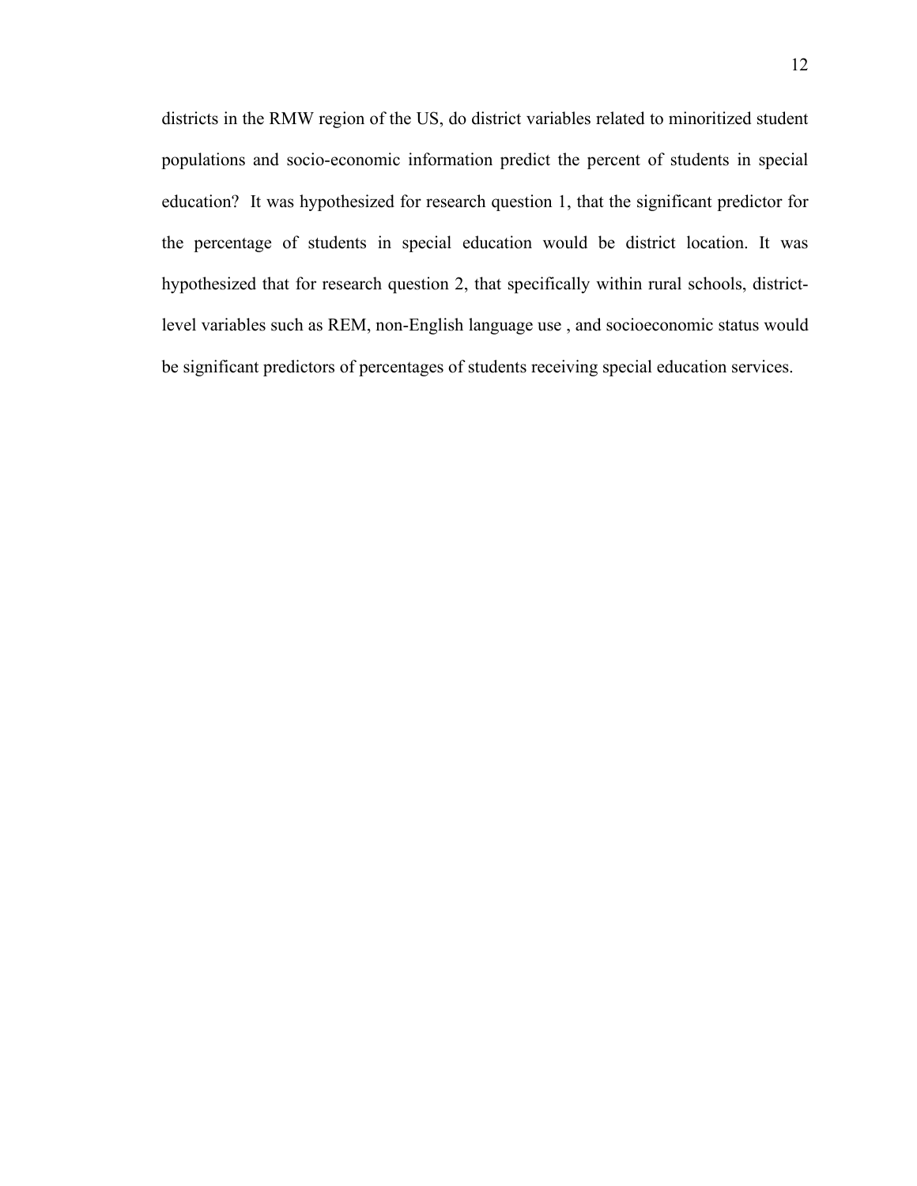districts in the RMW region of the US, do district variables related to minoritized student populations and socio-economic information predict the percent of students in special education? It was hypothesized for research question 1, that the significant predictor for the percentage of students in special education would be district location. It was hypothesized that for research question 2, that specifically within rural schools, district-level variables such as REM, non-English language use , and socioeconomic status would be significant predictors of percentages of students receiving special education services.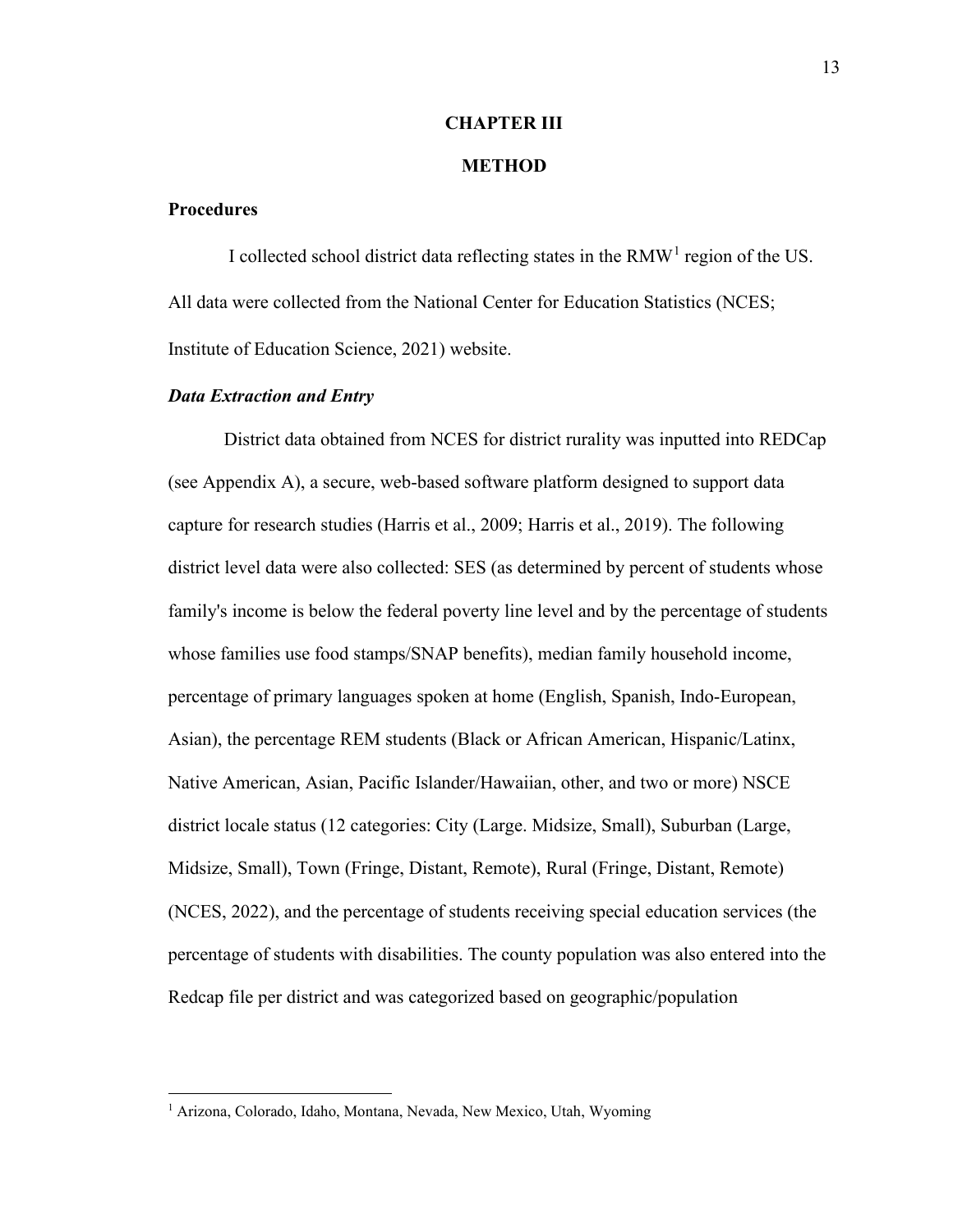# CHAPTER III

# METHOD

## Procedures

I collected school district data reflecting states in the RMW[1] region of the US. All data were collected from the National Center for Education Statistics (NCES; Institute of Education Science, 2021) website.

### *Data Extraction and Entry*

District data obtained from NCES for district rurality was inputted into REDCap (see Appendix A), a secure, web-based software platform designed to support data capture for research studies (Harris et al., 2009; Harris et al., 2019). The following district level data were also collected: SES (as determined by percent of students whose family's income is below the federal poverty line level and by the percentage of students whose families use food stamps/SNAP benefits), median family household income, percentage of primary languages spoken at home (English, Spanish, Indo-European, Asian), the percentage REM students (Black or African American, Hispanic/Latinx, Native American, Asian, Pacific Islander/Hawaiian, other, and two or more) NSCE district locale status (12 categories: City (Large. Midsize, Small), Suburban (Large, Midsize, Small), Town (Fringe, Distant, Remote), Rural (Fringe, Distant, Remote) (NCES, 2022), and the percentage of students receiving special education services (the percentage of students with disabilities. The county population was also entered into the Redcap file per district and was categorized based on geographic/population

---

[1] Arizona, Colorado, Idaho, Montana, Nevada, New Mexico, Utah, Wyoming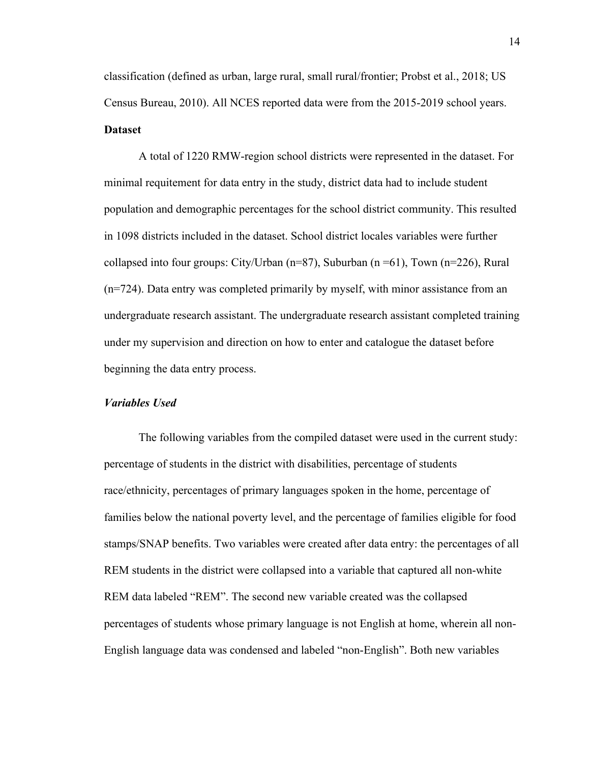classification (defined as urban, large rural, small rural/frontier; Probst et al., 2018; US Census Bureau, 2010). All NCES reported data were from the 2015-2019 school years.

**Dataset**

A total of 1220 RMW-region school districts were represented in the dataset. For minimal requitement for data entry in the study, district data had to include student population and demographic percentages for the school district community. This resulted in 1098 districts included in the dataset. School district locales variables were further collapsed into four groups: City/Urban (n=87), Suburban (n =61), Town (n=226), Rural (n=724). Data entry was completed primarily by myself, with minor assistance from an undergraduate research assistant. The undergraduate research assistant completed training under my supervision and direction on how to enter and catalogue the dataset before beginning the data entry process.

***Variables Used***

The following variables from the compiled dataset were used in the current study: percentage of students in the district with disabilities, percentage of students race/ethnicity, percentages of primary languages spoken in the home, percentage of families below the national poverty level, and the percentage of families eligible for food stamps/SNAP benefits. Two variables were created after data entry: the percentages of all REM students in the district were collapsed into a variable that captured all non-white REM data labeled "REM". The second new variable created was the collapsed percentages of students whose primary language is not English at home, wherein all non-English language data was condensed and labeled "non-English". Both new variables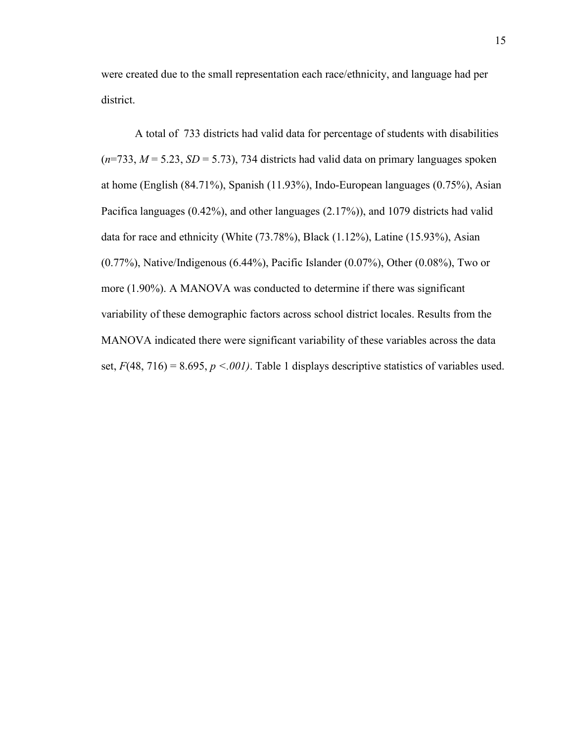were created due to the small representation each race/ethnicity, and language had per district.

A total of 733 districts had valid data for percentage of students with disabilities ($n$=733, $M$ = 5.23, $SD$ = 5.73), 734 districts had valid data on primary languages spoken at home (English (84.71%), Spanish (11.93%), Indo-European languages (0.75%), Asian Pacifica languages (0.42%), and other languages (2.17%)), and 1079 districts had valid data for race and ethnicity (White (73.78%), Black (1.12%), Latine (15.93%), Asian (0.77%), Native/Indigenous (6.44%), Pacific Islander (0.07%), Other (0.08%), Two or more (1.90%). A MANOVA was conducted to determine if there was significant variability of these demographic factors across school district locales. Results from the MANOVA indicated there were significant variability of these variables across the data set, $F(48, 716) = 8.695$, $p < .001$). Table 1 displays descriptive statistics of variables used.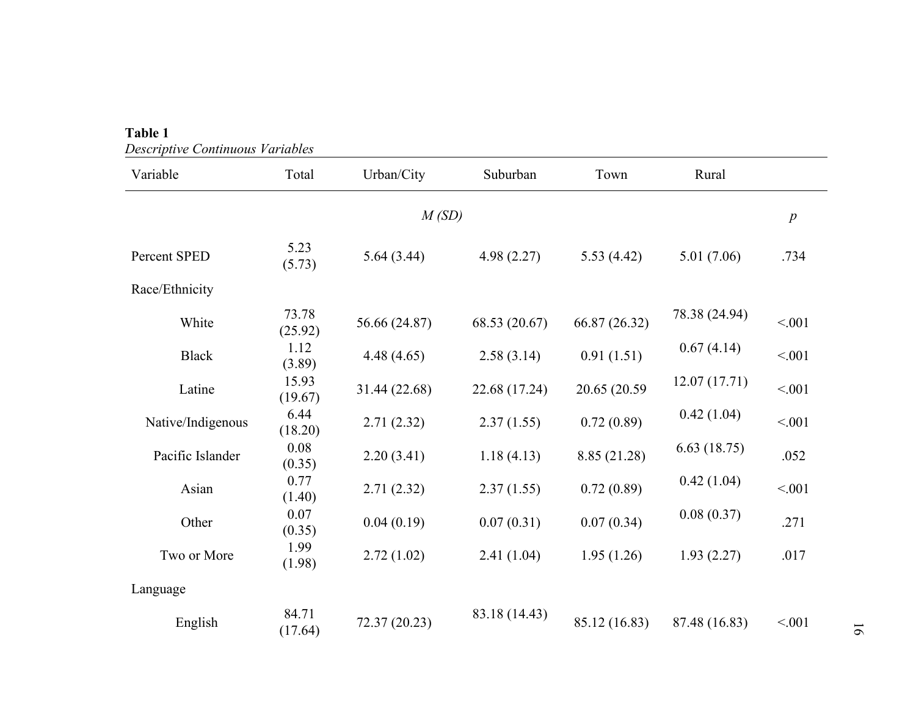**Table 1**

*Descriptive Continuous Variables*

| Variable | Total | Urban/City | Suburban | Town | Rural | |
|---|---|---|---|---|---|---|
| | | *M (SD)* | | | | *p* |
| Percent SPED | 5.23 (5.73) | 5.64 (3.44) | 4.98 (2.27) | 5.53 (4.42) | 5.01 (7.06) | .734 |
| Race/Ethnicity | | | | | | |
| White | 73.78 (25.92) | 56.66 (24.87) | 68.53 (20.67) | 66.87 (26.32) | 78.38 (24.94) | <.001 |
| Black | 1.12 (3.89) | 4.48 (4.65) | 2.58 (3.14) | 0.91 (1.51) | 0.67 (4.14) | <.001 |
| Latine | 15.93 (19.67) | 31.44 (22.68) | 22.68 (17.24) | 20.65 (20.59 | 12.07 (17.71) | <.001 |
| Native/Indigenous | 6.44 (18.20) | 2.71 (2.32) | 2.37 (1.55) | 0.72 (0.89) | 0.42 (1.04) | <.001 |
| Pacific Islander | 0.08 (0.35) | 2.20 (3.41) | 1.18 (4.13) | 8.85 (21.28) | 6.63 (18.75) | .052 |
| Asian | 0.77 (1.40) | 2.71 (2.32) | 2.37 (1.55) | 0.72 (0.89) | 0.42 (1.04) | <.001 |
| Other | 0.07 (0.35) | 0.04 (0.19) | 0.07 (0.31) | 0.07 (0.34) | 0.08 (0.37) | .271 |
| Two or More | 1.99 (1.98) | 2.72 (1.02) | 2.41 (1.04) | 1.95 (1.26) | 1.93 (2.27) | .017 |
| Language | | | | | | |
| English | 84.71 (17.64) | 72.37 (20.23) | 83.18 (14.43) | 85.12 (16.83) | 87.48 (16.83) | <.001 |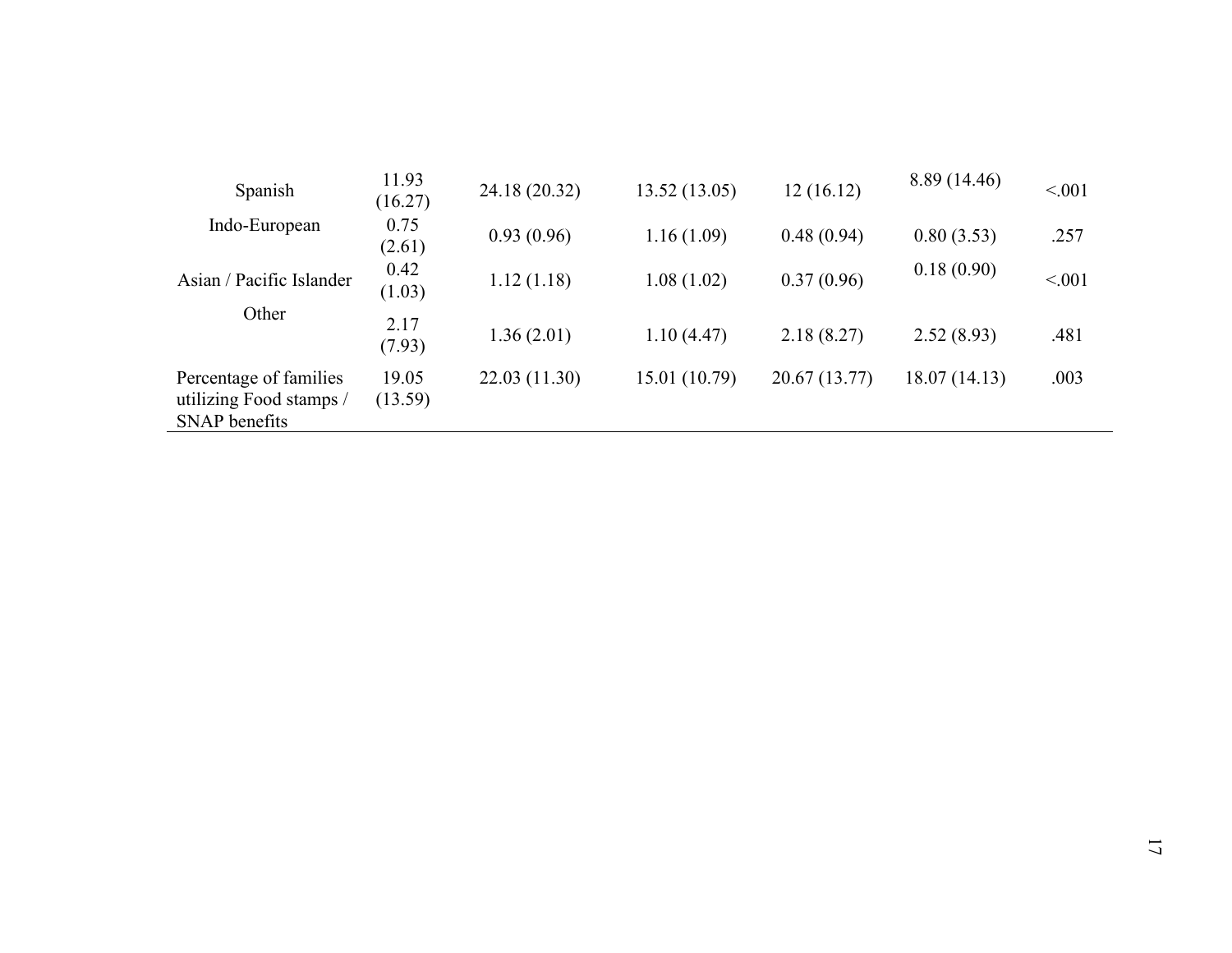| | | | | | | |
|---|---|---|---|---|---|---|
| Spanish | 11.93 (16.27) | 24.18 (20.32) | 13.52 (13.05) | 12 (16.12) | 8.89 (14.46) | <.001 |
| Indo-European | 0.75 (2.61) | 0.93 (0.96) | 1.16 (1.09) | 0.48 (0.94) | 0.80 (3.53) | .257 |
| Asian / Pacific Islander | 0.42 (1.03) | 1.12 (1.18) | 1.08 (1.02) | 0.37 (0.96) | 0.18 (0.90) | <.001 |
| Other | 2.17 (7.93) | 1.36 (2.01) | 1.10 (4.47) | 2.18 (8.27) | 2.52 (8.93) | .481 |
| Percentage of families utilizing Food stamps / SNAP benefits | 19.05 (13.59) | 22.03 (11.30) | 15.01 (10.79) | 20.67 (13.77) | 18.07 (14.13) | .003 |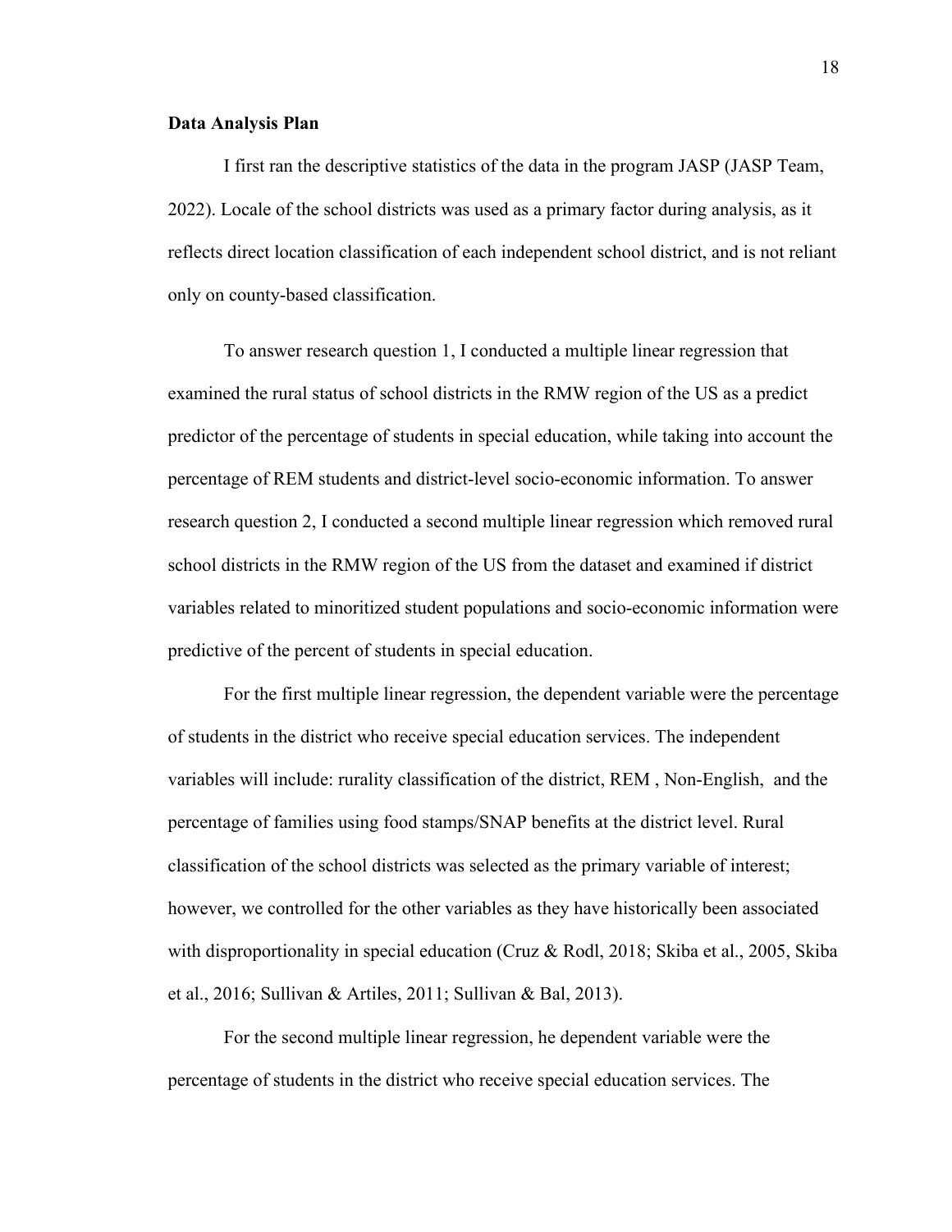**Data Analysis Plan**

I first ran the descriptive statistics of the data in the program JASP (JASP Team, 2022). Locale of the school districts was used as a primary factor during analysis, as it reflects direct location classification of each independent school district, and is not reliant only on county-based classification.

To answer research question 1, I conducted a multiple linear regression that examined the rural status of school districts in the RMW region of the US as a predict predictor of the percentage of students in special education, while taking into account the percentage of REM students and district-level socio-economic information. To answer research question 2, I conducted a second multiple linear regression which removed rural school districts in the RMW region of the US from the dataset and examined if district variables related to minoritized student populations and socio-economic information were predictive of the percent of students in special education.

For the first multiple linear regression, the dependent variable were the percentage of students in the district who receive special education services. The independent variables will include: rurality classification of the district, REM , Non-English,  and the percentage of families using food stamps/SNAP benefits at the district level. Rural classification of the school districts was selected as the primary variable of interest; however, we controlled for the other variables as they have historically been associated with disproportionality in special education (Cruz & Rodl, 2018; Skiba et al., 2005, Skiba et al., 2016; Sullivan & Artiles, 2011; Sullivan & Bal, 2013).

For the second multiple linear regression, he dependent variable were the percentage of students in the district who receive special education services. The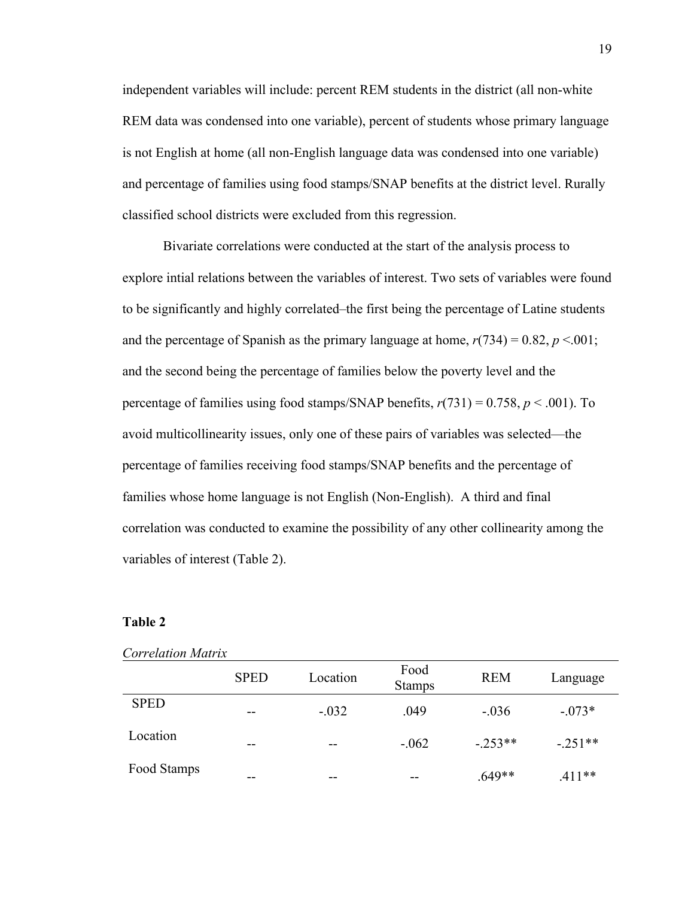independent variables will include: percent REM students in the district (all non-white REM data was condensed into one variable), percent of students whose primary language is not English at home (all non-English language data was condensed into one variable) and percentage of families using food stamps/SNAP benefits at the district level. Rurally classified school districts were excluded from this regression.

Bivariate correlations were conducted at the start of the analysis process to explore intial relations between the variables of interest. Two sets of variables were found to be significantly and highly correlated–the first being the percentage of Latine students and the percentage of Spanish as the primary language at home, $r(734) = 0.82$, $p < .001$; and the second being the percentage of families below the poverty level and the percentage of families using food stamps/SNAP benefits, $r(731) = 0.758$, $p < .001$). To avoid multicollinearity issues, only one of these pairs of variables was selected—the percentage of families receiving food stamps/SNAP benefits and the percentage of families whose home language is not English (Non-English). A third and final correlation was conducted to examine the possibility of any other collinearity among the variables of interest (Table 2).

**Table 2**

*Correlation Matrix*

| | SPED | Location | Food Stamps | REM | Language |
|---|---|---|---|---|---|
| SPED | -- | -.032 | .049 | -.036 | -.073* |
| Location | -- | -- | -.062 | -.253** | -.251** |
| Food Stamps | -- | -- | -- | .649** | .411** |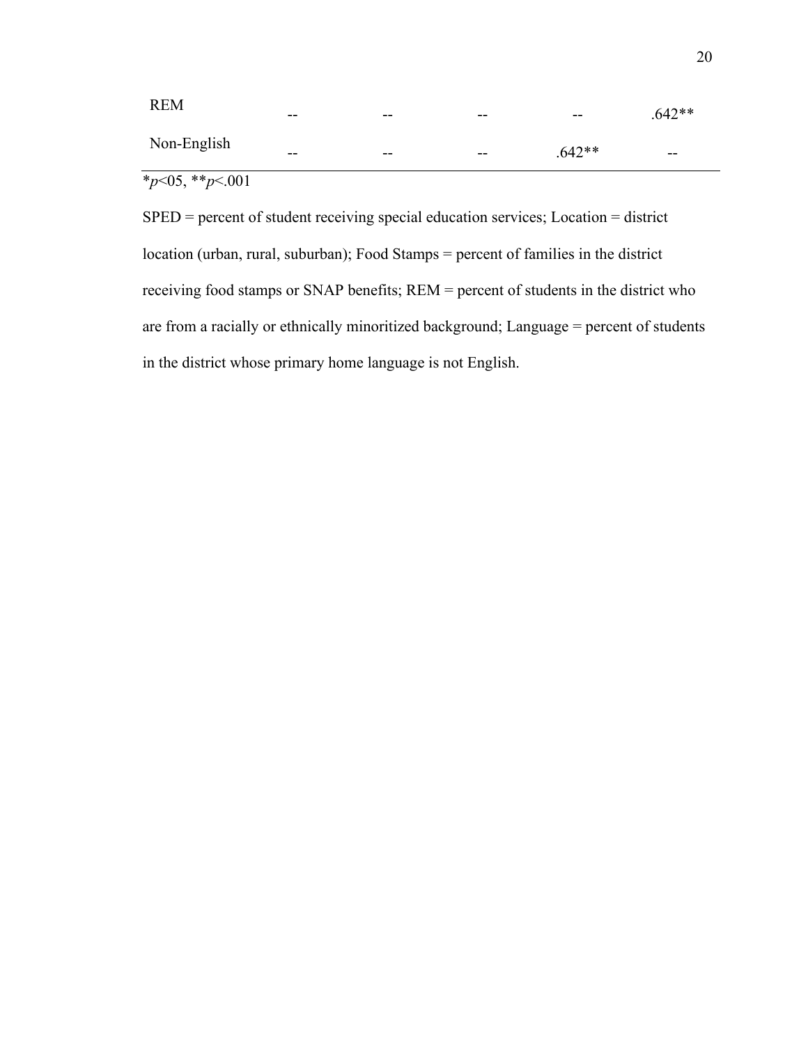| | | | | | |
|---|---|---|---|---|---|
| REM | -- | -- | -- | -- | .642** |
| Non-English | -- | -- | -- | .642** | -- |

**p*<05, ***p*<.001

SPED = percent of student receiving special education services; Location = district location (urban, rural, suburban); Food Stamps = percent of families in the district receiving food stamps or SNAP benefits; REM = percent of students in the district who are from a racially or ethnically minoritized background; Language = percent of students in the district whose primary home language is not English.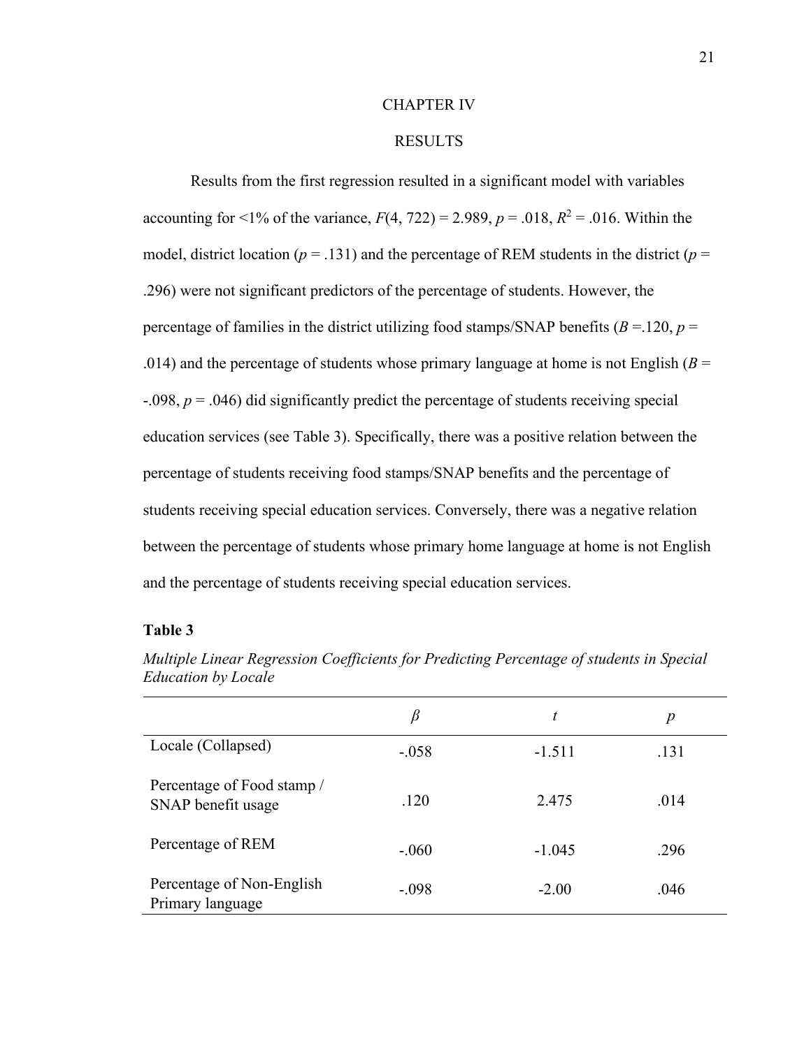# CHAPTER IV

# RESULTS

Results from the first regression resulted in a significant model with variables accounting for <1% of the variance, $F(4, 722) = 2.989$, $p = .018$, $R^2 = .016$. Within the model, district location ($p = .131$) and the percentage of REM students in the district ($p = .296$) were not significant predictors of the percentage of students. However, the percentage of families in the district utilizing food stamps/SNAP benefits ($B = .120$, $p = .014$) and the percentage of students whose primary language at home is not English ($B = -.098$, $p = .046$) did significantly predict the percentage of students receiving special education services (see Table 3). Specifically, there was a positive relation between the percentage of students receiving food stamps/SNAP benefits and the percentage of students receiving special education services. Conversely, there was a negative relation between the percentage of students whose primary home language at home is not English and the percentage of students receiving special education services.

**Table 3**

*Multiple Linear Regression Coefficients for Predicting Percentage of students in Special Education by Locale*

| | $\beta$ | $t$ | $p$ |
|---|---|---|---|
| Locale (Collapsed) | -.058 | -1.511 | .131 |
| Percentage of Food stamp / SNAP benefit usage | .120 | 2.475 | .014 |
| Percentage of REM | -.060 | -1.045 | .296 |
| Percentage of Non-English Primary language | -.098 | -2.00 | .046 |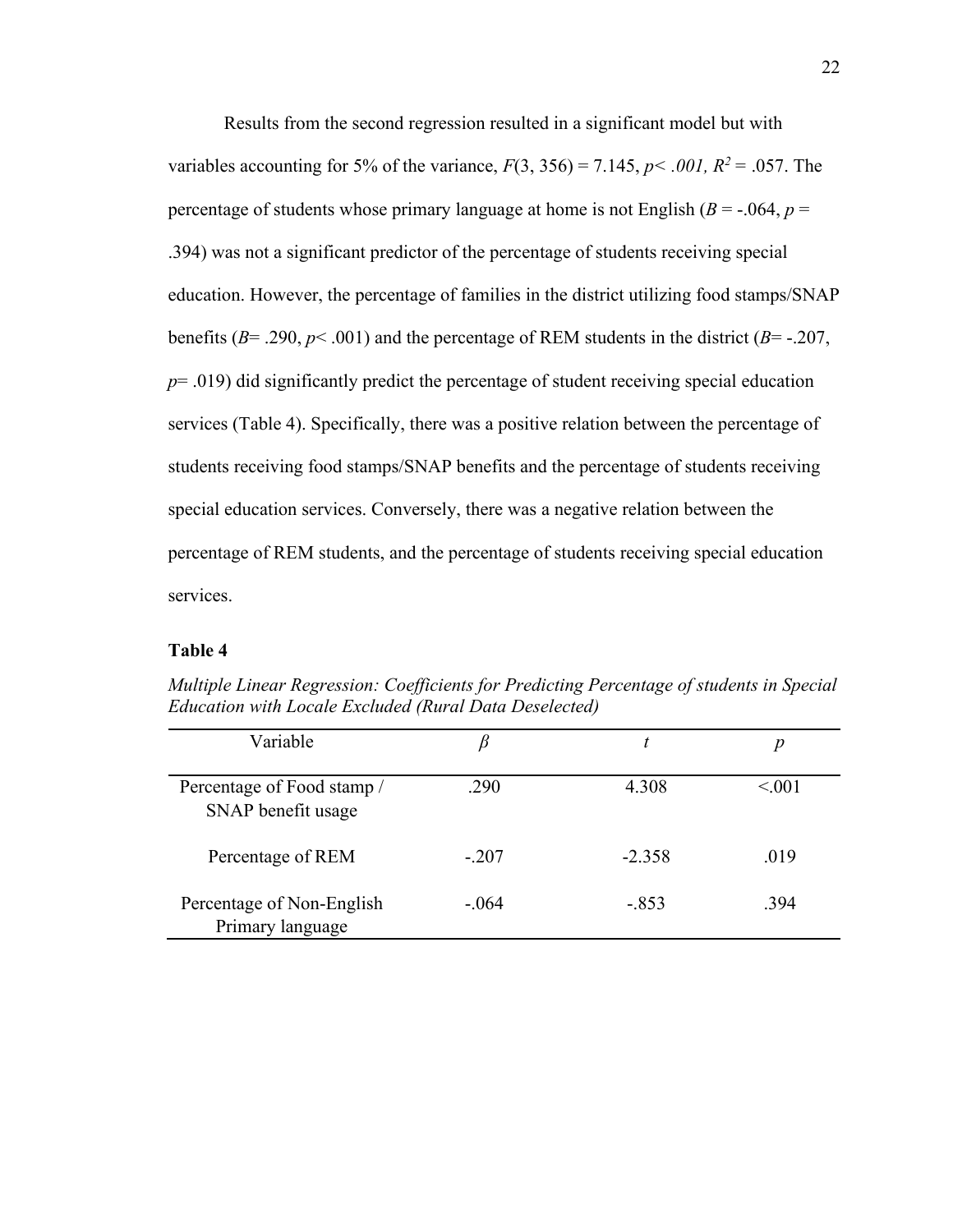Results from the second regression resulted in a significant model but with variables accounting for 5% of the variance, $F(3, 356) = 7.145$, $p < .001$, $R^2 = .057$. The percentage of students whose primary language at home is not English ($B = -.064$, $p = .394$) was not a significant predictor of the percentage of students receiving special education. However, the percentage of families in the district utilizing food stamps/SNAP benefits ($B = .290$, $p < .001$) and the percentage of REM students in the district ($B = -.207$, $p = .019$) did significantly predict the percentage of student receiving special education services (Table 4). Specifically, there was a positive relation between the percentage of students receiving food stamps/SNAP benefits and the percentage of students receiving special education services. Conversely, there was a negative relation between the percentage of REM students, and the percentage of students receiving special education services.

**Table 4**

*Multiple Linear Regression: Coefficients for Predicting Percentage of students in Special Education with Locale Excluded (Rural Data Deselected)*

| Variable | $\beta$ | $t$ | $p$ |
|---|---|---|---|
| Percentage of Food stamp / SNAP benefit usage | .290 | 4.308 | <.001 |
| Percentage of REM | -.207 | -2.358 | .019 |
| Percentage of Non-English Primary language | -.064 | -.853 | .394 |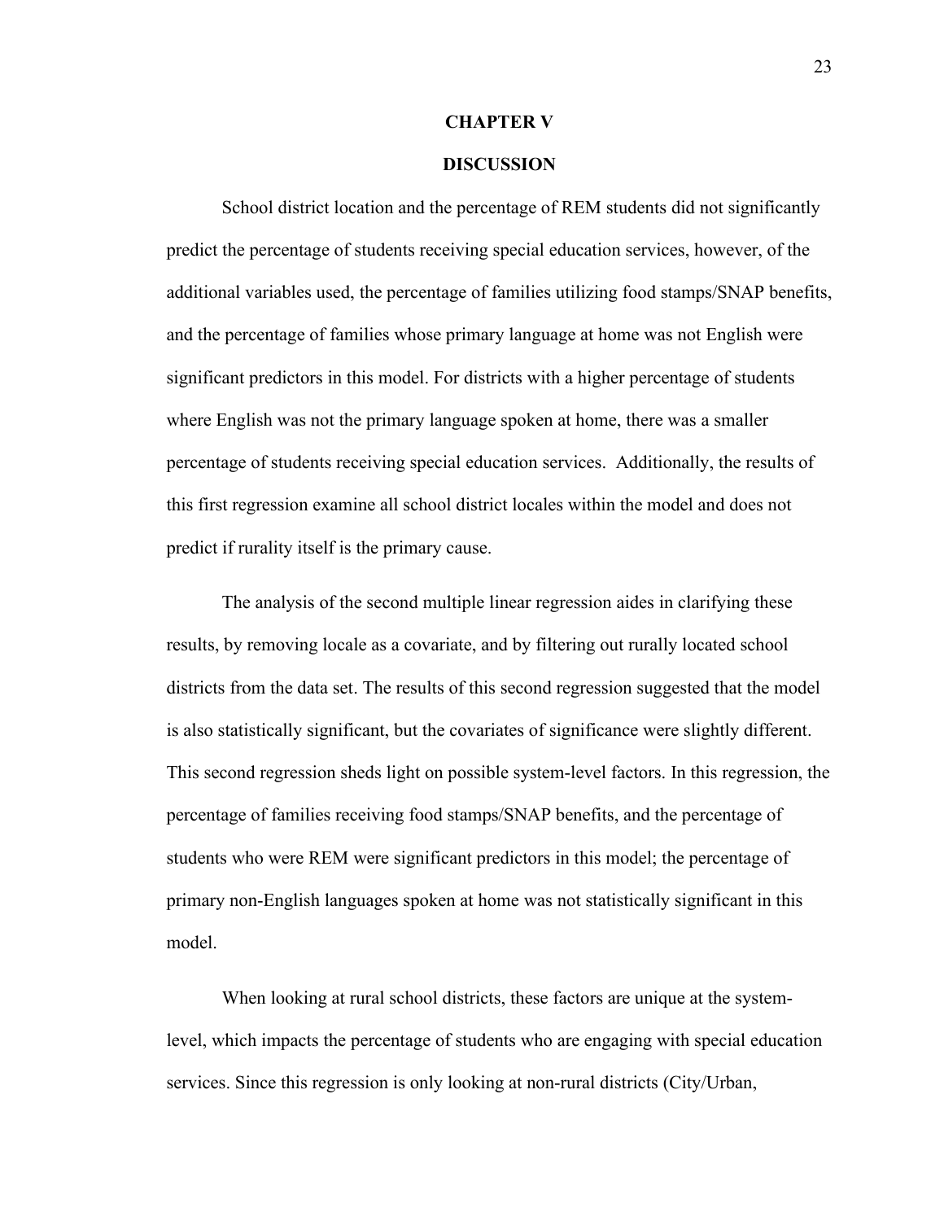# CHAPTER V

# DISCUSSION

School district location and the percentage of REM students did not significantly predict the percentage of students receiving special education services, however, of the additional variables used, the percentage of families utilizing food stamps/SNAP benefits, and the percentage of families whose primary language at home was not English were significant predictors in this model. For districts with a higher percentage of students where English was not the primary language spoken at home, there was a smaller percentage of students receiving special education services. Additionally, the results of this first regression examine all school district locales within the model and does not predict if rurality itself is the primary cause.

The analysis of the second multiple linear regression aides in clarifying these results, by removing locale as a covariate, and by filtering out rurally located school districts from the data set. The results of this second regression suggested that the model is also statistically significant, but the covariates of significance were slightly different. This second regression sheds light on possible system-level factors. In this regression, the percentage of families receiving food stamps/SNAP benefits, and the percentage of students who were REM were significant predictors in this model; the percentage of primary non-English languages spoken at home was not statistically significant in this model.

When looking at rural school districts, these factors are unique at the system-level, which impacts the percentage of students who are engaging with special education services. Since this regression is only looking at non-rural districts (City/Urban,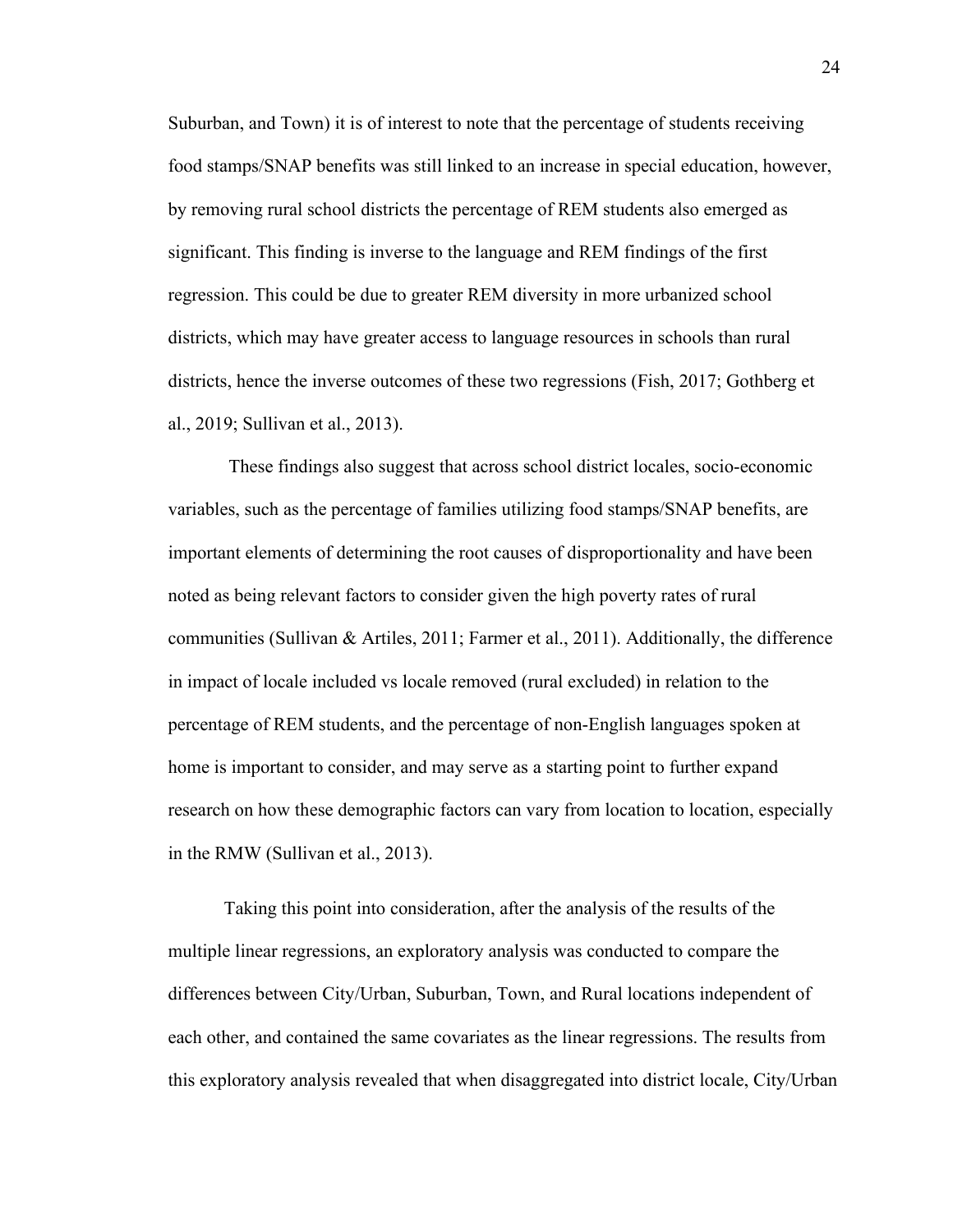Suburban, and Town) it is of interest to note that the percentage of students receiving food stamps/SNAP benefits was still linked to an increase in special education, however, by removing rural school districts the percentage of REM students also emerged as significant. This finding is inverse to the language and REM findings of the first regression. This could be due to greater REM diversity in more urbanized school districts, which may have greater access to language resources in schools than rural districts, hence the inverse outcomes of these two regressions (Fish, 2017; Gothberg et al., 2019; Sullivan et al., 2013).

These findings also suggest that across school district locales, socio-economic variables, such as the percentage of families utilizing food stamps/SNAP benefits, are important elements of determining the root causes of disproportionality and have been noted as being relevant factors to consider given the high poverty rates of rural communities (Sullivan & Artiles, 2011; Farmer et al., 2011). Additionally, the difference in impact of locale included vs locale removed (rural excluded) in relation to the percentage of REM students, and the percentage of non-English languages spoken at home is important to consider, and may serve as a starting point to further expand research on how these demographic factors can vary from location to location, especially in the RMW (Sullivan et al., 2013).

Taking this point into consideration, after the analysis of the results of the multiple linear regressions, an exploratory analysis was conducted to compare the differences between City/Urban, Suburban, Town, and Rural locations independent of each other, and contained the same covariates as the linear regressions. The results from this exploratory analysis revealed that when disaggregated into district locale, City/Urban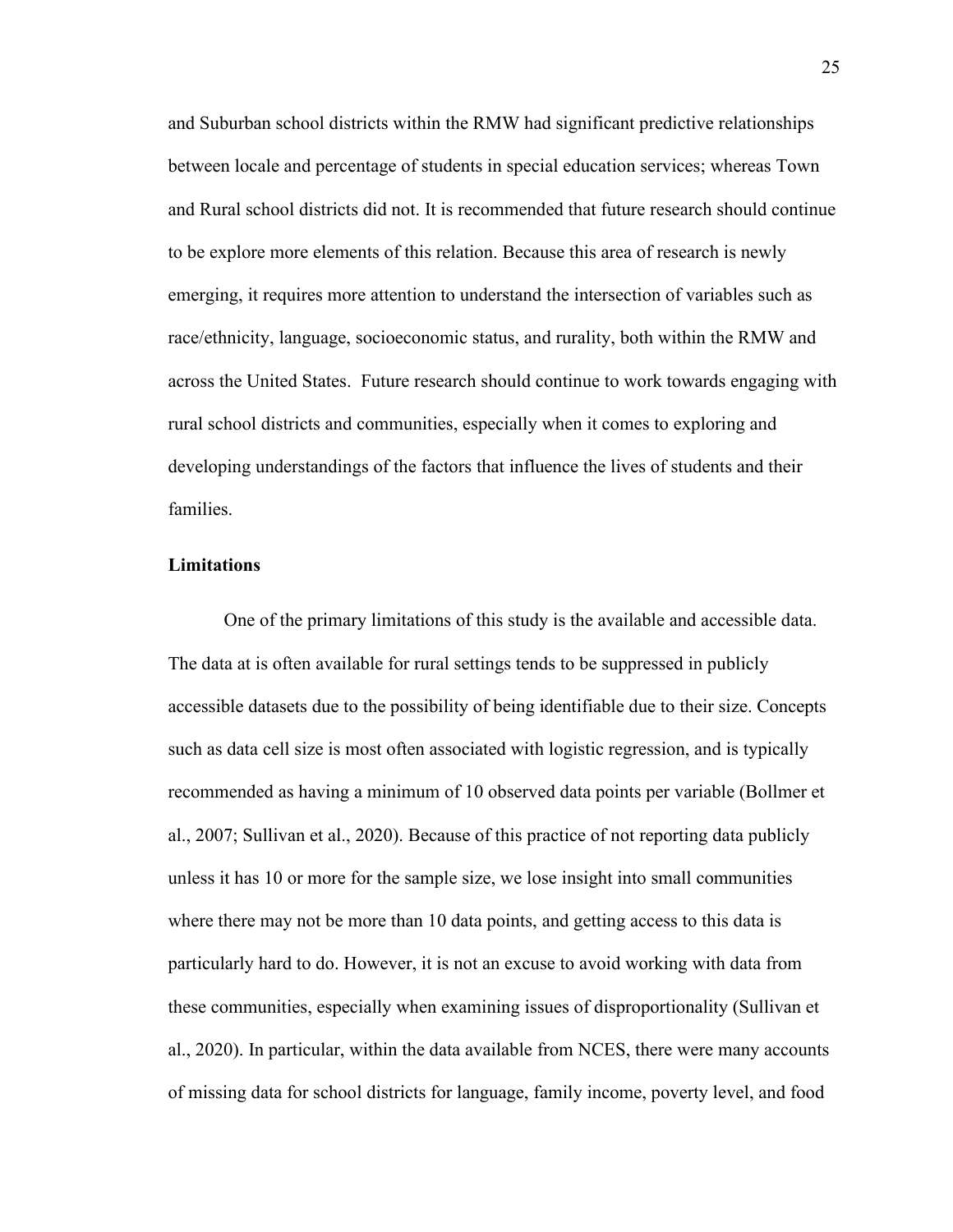and Suburban school districts within the RMW had significant predictive relationships between locale and percentage of students in special education services; whereas Town and Rural school districts did not. It is recommended that future research should continue to be explore more elements of this relation. Because this area of research is newly emerging, it requires more attention to understand the intersection of variables such as race/ethnicity, language, socioeconomic status, and rurality, both within the RMW and across the United States. Future research should continue to work towards engaging with rural school districts and communities, especially when it comes to exploring and developing understandings of the factors that influence the lives of students and their families.

## Limitations

One of the primary limitations of this study is the available and accessible data. The data at is often available for rural settings tends to be suppressed in publicly accessible datasets due to the possibility of being identifiable due to their size. Concepts such as data cell size is most often associated with logistic regression, and is typically recommended as having a minimum of 10 observed data points per variable (Bollmer et al., 2007; Sullivan et al., 2020). Because of this practice of not reporting data publicly unless it has 10 or more for the sample size, we lose insight into small communities where there may not be more than 10 data points, and getting access to this data is particularly hard to do. However, it is not an excuse to avoid working with data from these communities, especially when examining issues of disproportionality (Sullivan et al., 2020). In particular, within the data available from NCES, there were many accounts of missing data for school districts for language, family income, poverty level, and food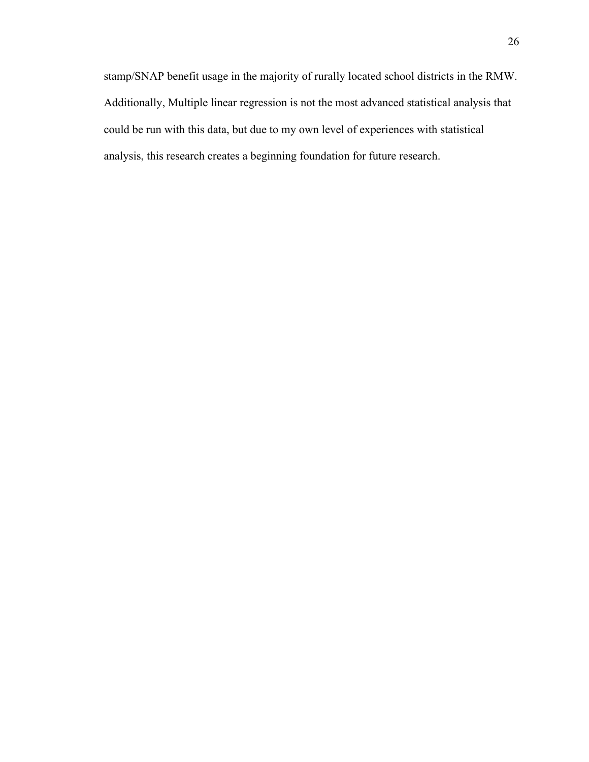stamp/SNAP benefit usage in the majority of rurally located school districts in the RMW. Additionally, Multiple linear regression is not the most advanced statistical analysis that could be run with this data, but due to my own level of experiences with statistical analysis, this research creates a beginning foundation for future research.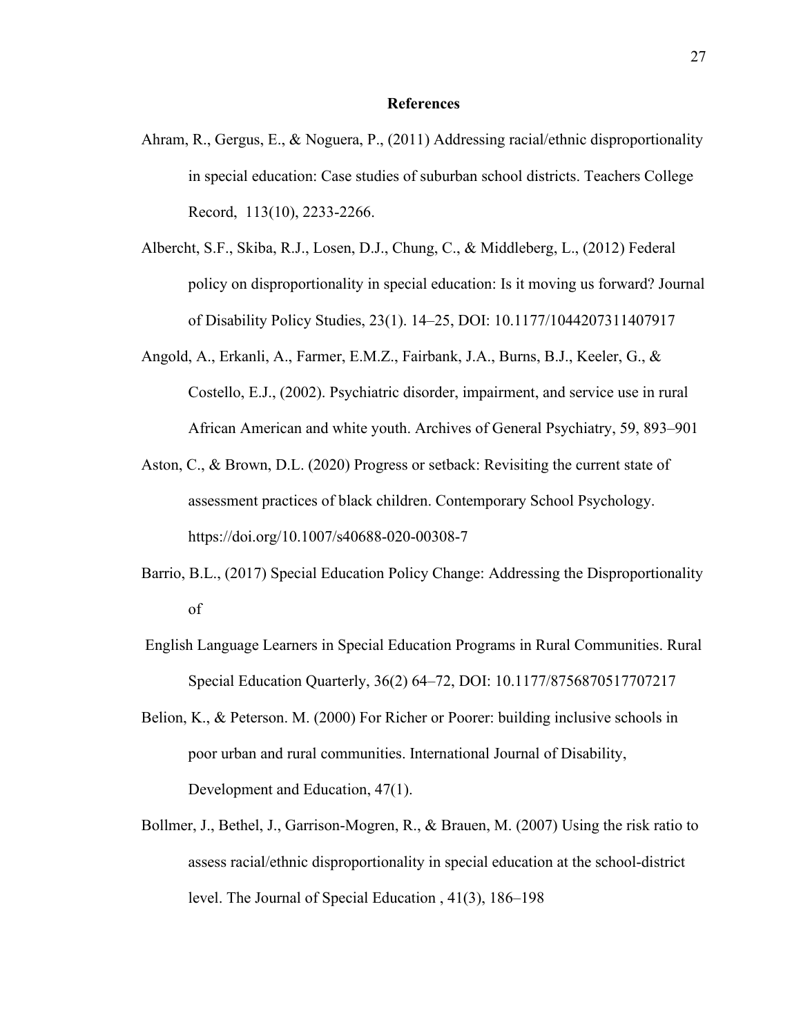# References

Ahram, R., Gergus, E., & Noguera, P., (2011) Addressing racial/ethnic disproportionality in special education: Case studies of suburban school districts. Teachers College Record, 113(10), 2233-2266.

Albercht, S.F., Skiba, R.J., Losen, D.J., Chung, C., & Middleberg, L., (2012) Federal policy on disproportionality in special education: Is it moving us forward? Journal of Disability Policy Studies, 23(1). 14–25, DOI: 10.1177/1044207311407917

Angold, A., Erkanli, A., Farmer, E.M.Z., Fairbank, J.A., Burns, B.J., Keeler, G., & Costello, E.J., (2002). Psychiatric disorder, impairment, and service use in rural African American and white youth. Archives of General Psychiatry, 59, 893–901

Aston, C., & Brown, D.L. (2020) Progress or setback: Revisiting the current state of assessment practices of black children. Contemporary School Psychology. https://doi.org/10.1007/s40688-020-00308-7

Barrio, B.L., (2017) Special Education Policy Change: Addressing the Disproportionality of

English Language Learners in Special Education Programs in Rural Communities. Rural Special Education Quarterly, 36(2) 64–72, DOI: 10.1177/8756870517707217

Belion, K., & Peterson. M. (2000) For Richer or Poorer: building inclusive schools in poor urban and rural communities. International Journal of Disability, Development and Education, 47(1).

Bollmer, J., Bethel, J., Garrison-Mogren, R., & Brauen, M. (2007) Using the risk ratio to assess racial/ethnic disproportionality in special education at the school-district level. The Journal of Special Education , 41(3), 186–198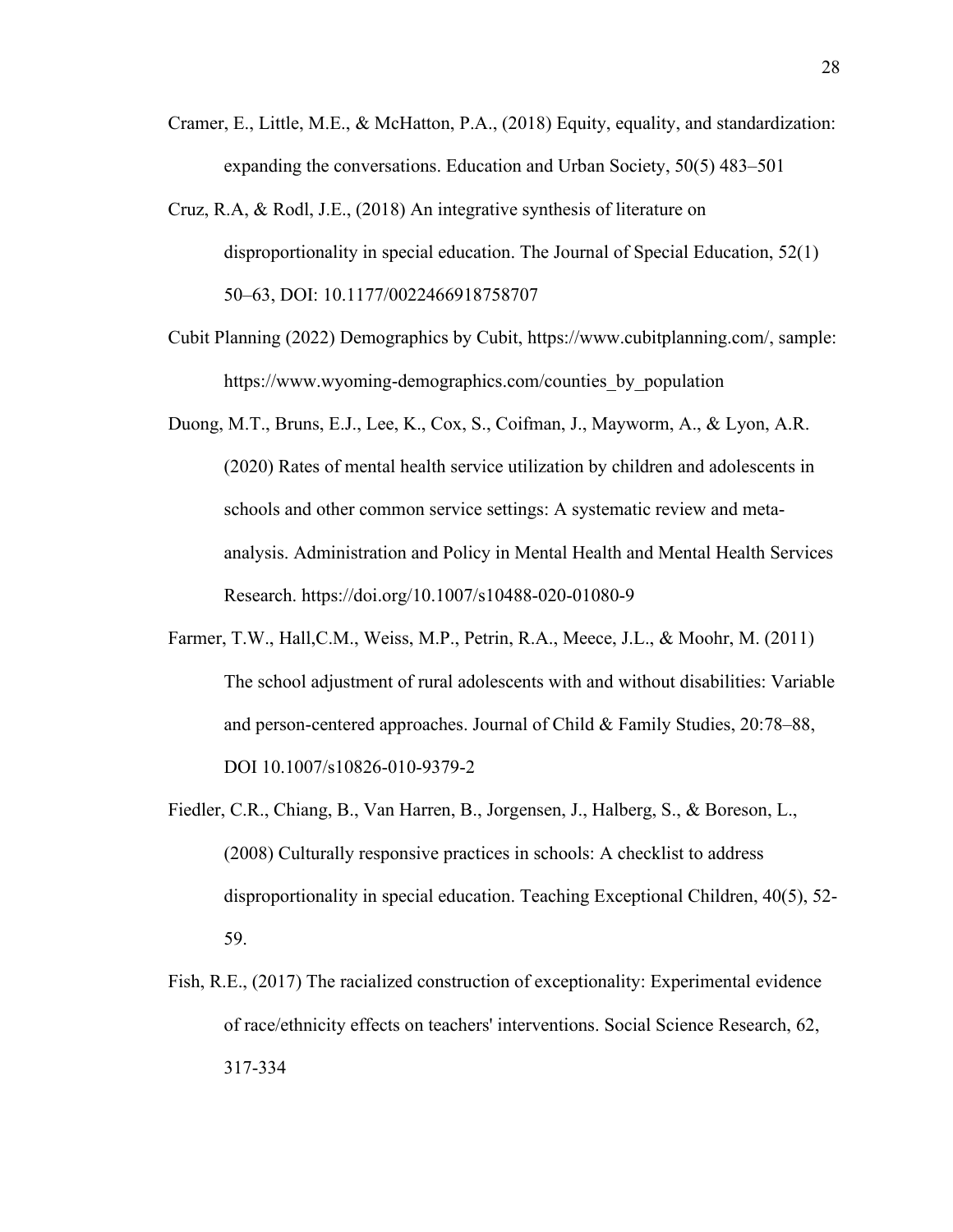Cramer, E., Little, M.E., & McHatton, P.A., (2018) Equity, equality, and standardization: expanding the conversations. Education and Urban Society, 50(5) 483–501

Cruz, R.A, & Rodl, J.E., (2018) An integrative synthesis of literature on disproportionality in special education. The Journal of Special Education, 52(1) 50–63, DOI: 10.1177/0022466918758707

Cubit Planning (2022) Demographics by Cubit, https://www.cubitplanning.com/, sample: https://www.wyoming-demographics.com/counties_by_population

Duong, M.T., Bruns, E.J., Lee, K., Cox, S., Coifman, J., Mayworm, A., & Lyon, A.R. (2020) Rates of mental health service utilization by children and adolescents in schools and other common service settings: A systematic review and meta-analysis. Administration and Policy in Mental Health and Mental Health Services Research. https://doi.org/10.1007/s10488-020-01080-9

Farmer, T.W., Hall,C.M., Weiss, M.P., Petrin, R.A., Meece, J.L., & Moohr, M. (2011) The school adjustment of rural adolescents with and without disabilities: Variable and person-centered approaches. Journal of Child & Family Studies, 20:78–88, DOI 10.1007/s10826-010-9379-2

Fiedler, C.R., Chiang, B., Van Harren, B., Jorgensen, J., Halberg, S., & Boreson, L., (2008) Culturally responsive practices in schools: A checklist to address disproportionality in special education. Teaching Exceptional Children, 40(5), 52-59.

Fish, R.E., (2017) The racialized construction of exceptionality: Experimental evidence of race/ethnicity effects on teachers' interventions. Social Science Research, 62, 317-334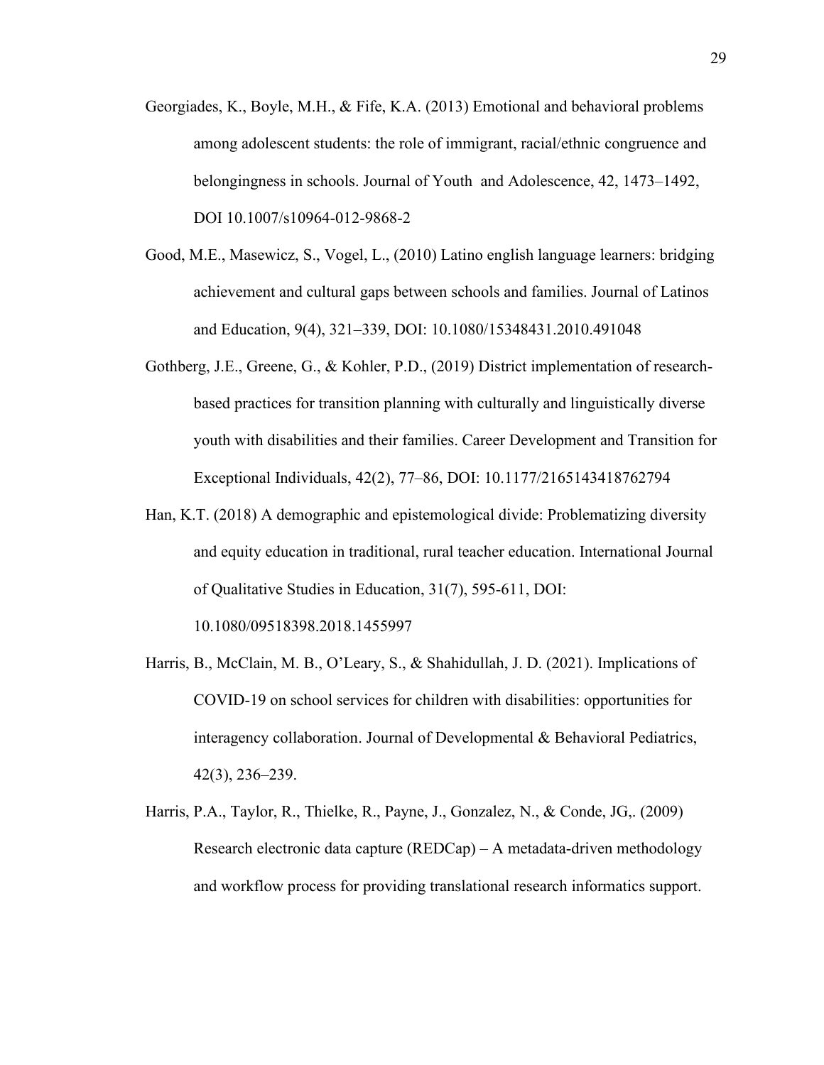Georgiades, K., Boyle, M.H., & Fife, K.A. (2013) Emotional and behavioral problems among adolescent students: the role of immigrant, racial/ethnic congruence and belongingness in schools. Journal of Youth and Adolescence, 42, 1473–1492, DOI 10.1007/s10964-012-9868-2

Good, M.E., Masewicz, S., Vogel, L., (2010) Latino english language learners: bridging achievement and cultural gaps between schools and families. Journal of Latinos and Education, 9(4), 321–339, DOI: 10.1080/15348431.2010.491048

Gothberg, J.E., Greene, G., & Kohler, P.D., (2019) District implementation of research-based practices for transition planning with culturally and linguistically diverse youth with disabilities and their families. Career Development and Transition for Exceptional Individuals, 42(2), 77–86, DOI: 10.1177/2165143418762794

Han, K.T. (2018) A demographic and epistemological divide: Problematizing diversity and equity education in traditional, rural teacher education. International Journal of Qualitative Studies in Education, 31(7), 595-611, DOI: 10.1080/09518398.2018.1455997

Harris, B., McClain, M. B., O'Leary, S., & Shahidullah, J. D. (2021). Implications of COVID-19 on school services for children with disabilities: opportunities for interagency collaboration. Journal of Developmental & Behavioral Pediatrics, 42(3), 236–239.

Harris, P.A., Taylor, R., Thielke, R., Payne, J., Gonzalez, N., & Conde, JG,. (2009) Research electronic data capture (REDCap) – A metadata-driven methodology and workflow process for providing translational research informatics support.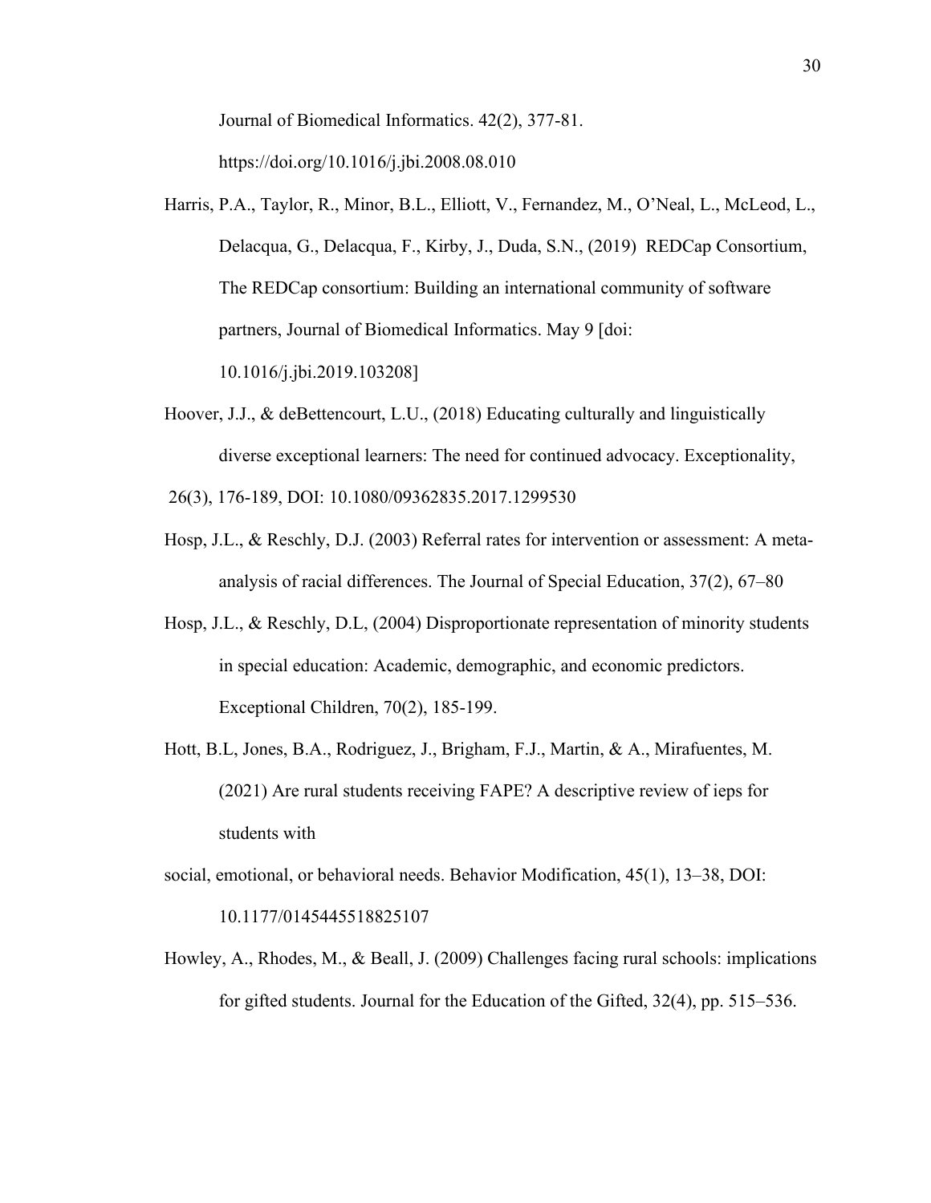Journal of Biomedical Informatics. 42(2), 377-81. https://doi.org/10.1016/j.jbi.2008.08.010

Harris, P.A., Taylor, R., Minor, B.L., Elliott, V., Fernandez, M., O'Neal, L., McLeod, L., Delacqua, G., Delacqua, F., Kirby, J., Duda, S.N., (2019) REDCap Consortium, The REDCap consortium: Building an international community of software partners, Journal of Biomedical Informatics. May 9 [doi: 10.1016/j.jbi.2019.103208]

Hoover, J.J., & deBettencourt, L.U., (2018) Educating culturally and linguistically diverse exceptional learners: The need for continued advocacy. Exceptionality, 26(3), 176-189, DOI: 10.1080/09362835.2017.1299530

Hosp, J.L., & Reschly, D.J. (2003) Referral rates for intervention or assessment: A meta-analysis of racial differences. The Journal of Special Education, 37(2), 67–80

Hosp, J.L., & Reschly, D.L, (2004) Disproportionate representation of minority students in special education: Academic, demographic, and economic predictors. Exceptional Children, 70(2), 185-199.

Hott, B.L, Jones, B.A., Rodriguez, J., Brigham, F.J., Martin, & A., Mirafuentes, M. (2021) Are rural students receiving FAPE? A descriptive review of ieps for students with social, emotional, or behavioral needs. Behavior Modification, 45(1), 13–38, DOI: 10.1177/0145445518825107

Howley, A., Rhodes, M., & Beall, J. (2009) Challenges facing rural schools: implications for gifted students. Journal for the Education of the Gifted, 32(4), pp. 515–536.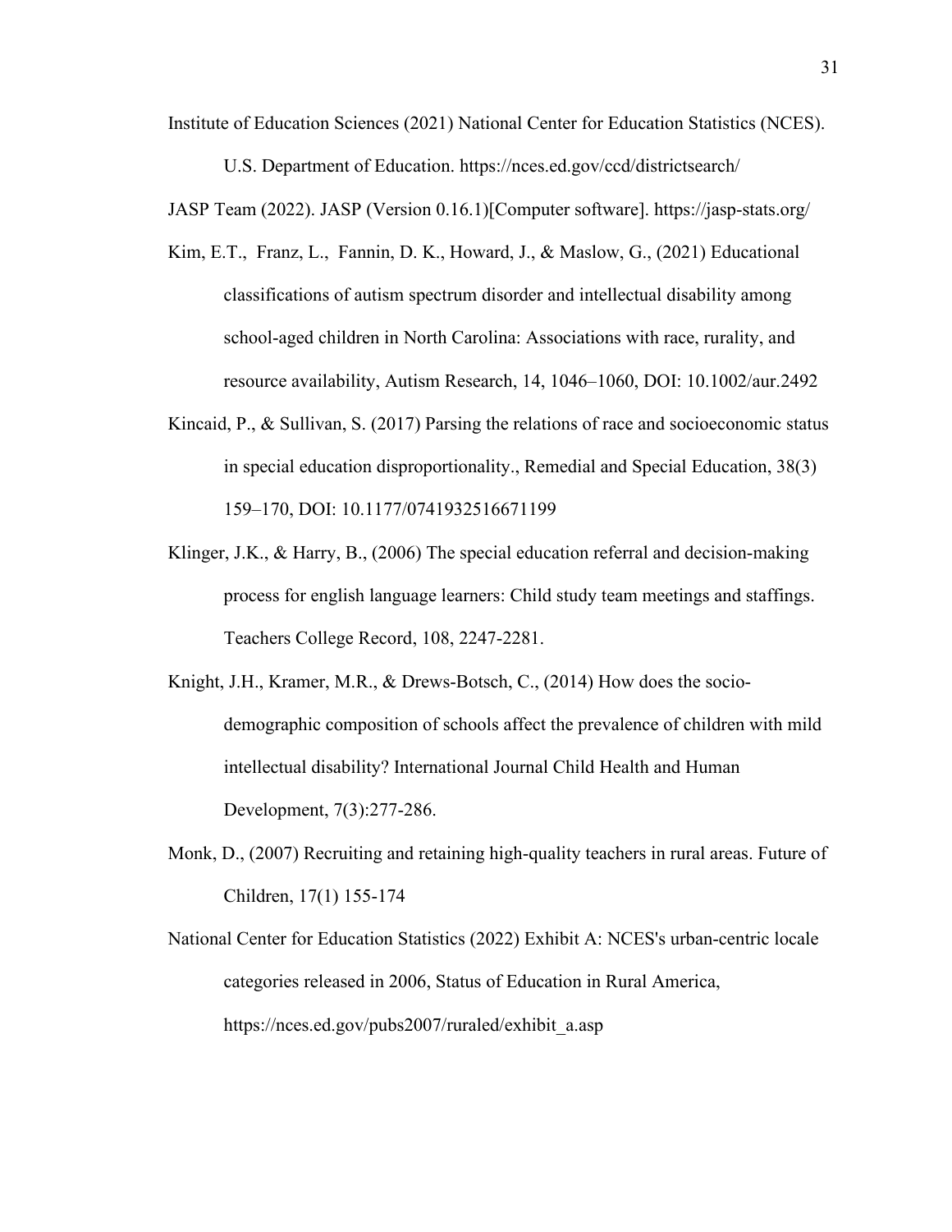Institute of Education Sciences (2021) National Center for Education Statistics (NCES). U.S. Department of Education. https://nces.ed.gov/ccd/districtsearch/

JASP Team (2022). JASP (Version 0.16.1)[Computer software]. https://jasp-stats.org/

Kim, E.T., Franz, L., Fannin, D. K., Howard, J., & Maslow, G., (2021) Educational classifications of autism spectrum disorder and intellectual disability among school-aged children in North Carolina: Associations with race, rurality, and resource availability, Autism Research, 14, 1046–1060, DOI: 10.1002/aur.2492

Kincaid, P., & Sullivan, S. (2017) Parsing the relations of race and socioeconomic status in special education disproportionality., Remedial and Special Education, 38(3) 159–170, DOI: 10.1177/0741932516671199

Klinger, J.K., & Harry, B., (2006) The special education referral and decision-making process for english language learners: Child study team meetings and staffings. Teachers College Record, 108, 2247-2281.

Knight, J.H., Kramer, M.R., & Drews-Botsch, C., (2014) How does the socio-demographic composition of schools affect the prevalence of children with mild intellectual disability? International Journal Child Health and Human Development, 7(3):277-286.

Monk, D., (2007) Recruiting and retaining high-quality teachers in rural areas. Future of Children, 17(1) 155-174

National Center for Education Statistics (2022) Exhibit A: NCES's urban-centric locale categories released in 2006, Status of Education in Rural America, https://nces.ed.gov/pubs2007/ruraled/exhibit_a.asp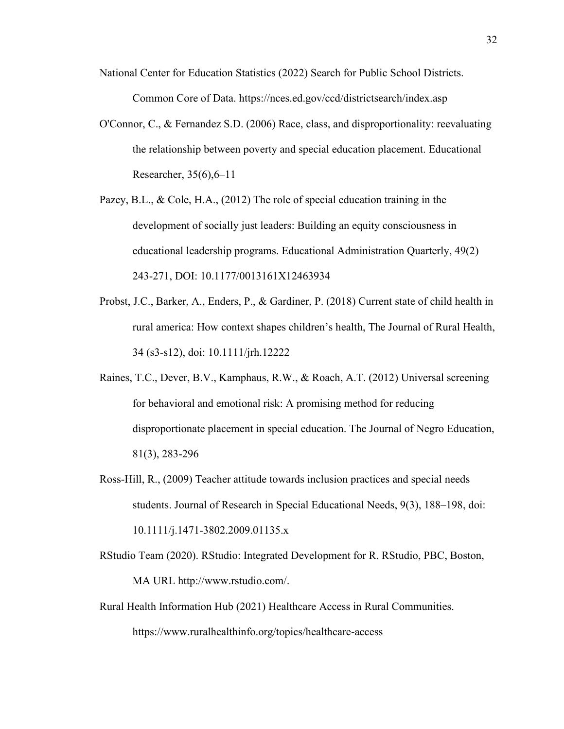National Center for Education Statistics (2022) Search for Public School Districts. Common Core of Data. https://nces.ed.gov/ccd/districtsearch/index.asp

O'Connor, C., & Fernandez S.D. (2006) Race, class, and disproportionality: reevaluating the relationship between poverty and special education placement. Educational Researcher, 35(6),6–11

Pazey, B.L., & Cole, H.A., (2012) The role of special education training in the development of socially just leaders: Building an equity consciousness in educational leadership programs. Educational Administration Quarterly, 49(2) 243-271, DOI: 10.1177/0013161X12463934

Probst, J.C., Barker, A., Enders, P., & Gardiner, P. (2018) Current state of child health in rural america: How context shapes children's health, The Journal of Rural Health, 34 (s3-s12), doi: 10.1111/jrh.12222

Raines, T.C., Dever, B.V., Kamphaus, R.W., & Roach, A.T. (2012) Universal screening for behavioral and emotional risk: A promising method for reducing disproportionate placement in special education. The Journal of Negro Education, 81(3), 283-296

Ross-Hill, R., (2009) Teacher attitude towards inclusion practices and special needs students. Journal of Research in Special Educational Needs, 9(3), 188–198, doi: 10.1111/j.1471-3802.2009.01135.x

RStudio Team (2020). RStudio: Integrated Development for R. RStudio, PBC, Boston, MA URL http://www.rstudio.com/.

Rural Health Information Hub (2021) Healthcare Access in Rural Communities. https://www.ruralhealthinfo.org/topics/healthcare-access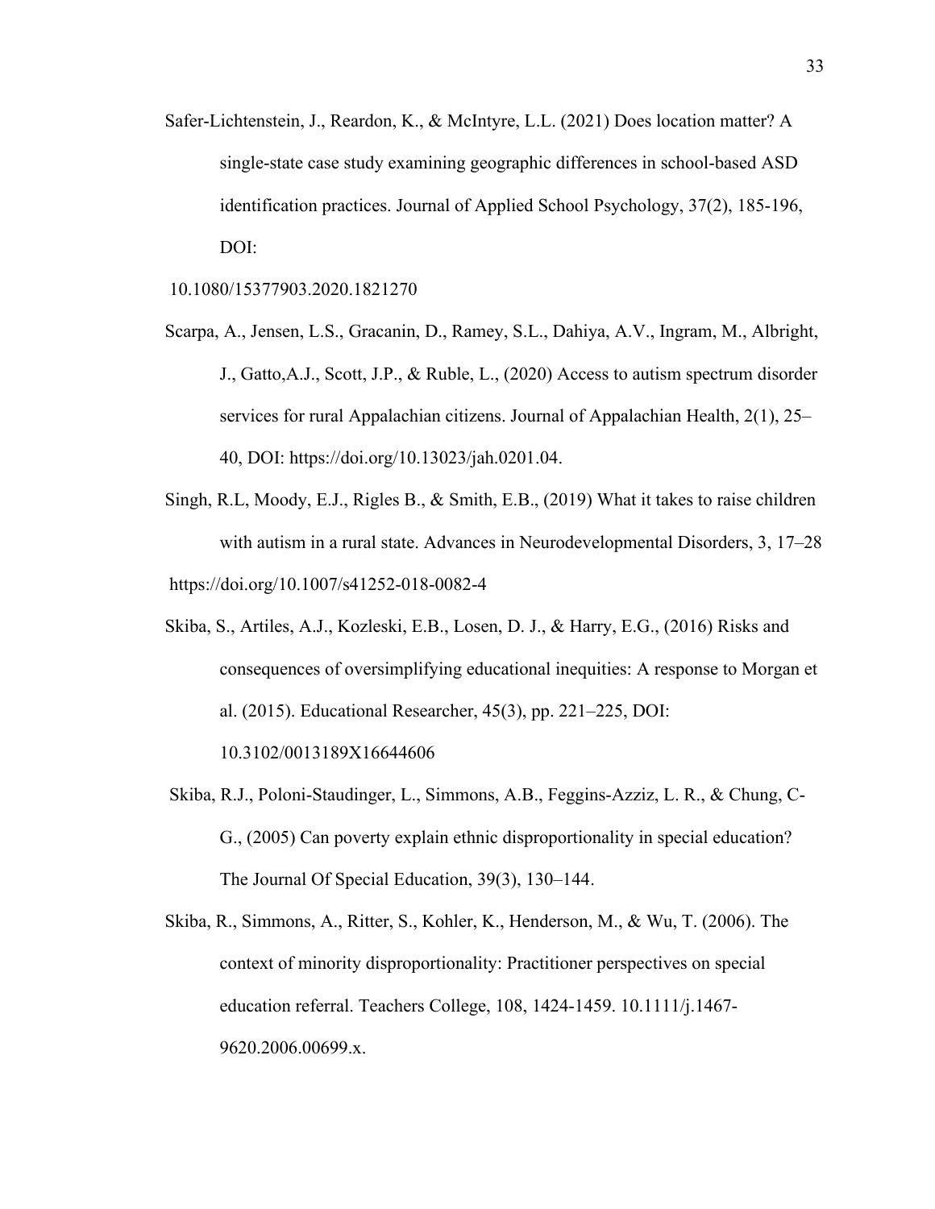Safer-Lichtenstein, J., Reardon, K., & McIntyre, L.L. (2021) Does location matter? A single-state case study examining geographic differences in school-based ASD identification practices. Journal of Applied School Psychology, 37(2), 185-196, DOI:

10.1080/15377903.2020.1821270

Scarpa, A., Jensen, L.S., Gracanin, D., Ramey, S.L., Dahiya, A.V., Ingram, M., Albright, J., Gatto,A.J., Scott, J.P., & Ruble, L., (2020) Access to autism spectrum disorder services for rural Appalachian citizens. Journal of Appalachian Health, 2(1), 25–40, DOI: https://doi.org/10.13023/jah.0201.04.

Singh, R.L, Moody, E.J., Rigles B., & Smith, E.B., (2019) What it takes to raise children with autism in a rural state. Advances in Neurodevelopmental Disorders, 3, 17–28

https://doi.org/10.1007/s41252-018-0082-4

Skiba, S., Artiles, A.J., Kozleski, E.B., Losen, D. J., & Harry, E.G., (2016) Risks and consequences of oversimplifying educational inequities: A response to Morgan et al. (2015). Educational Researcher, 45(3), pp. 221–225, DOI: 10.3102/0013189X16644606

Skiba, R.J., Poloni-Staudinger, L., Simmons, A.B., Feggins-Azziz, L. R., & Chung, C-G., (2005) Can poverty explain ethnic disproportionality in special education? The Journal Of Special Education, 39(3), 130–144.

Skiba, R., Simmons, A., Ritter, S., Kohler, K., Henderson, M., & Wu, T. (2006). The context of minority disproportionality: Practitioner perspectives on special education referral. Teachers College, 108, 1424-1459. 10.1111/j.1467-9620.2006.00699.x.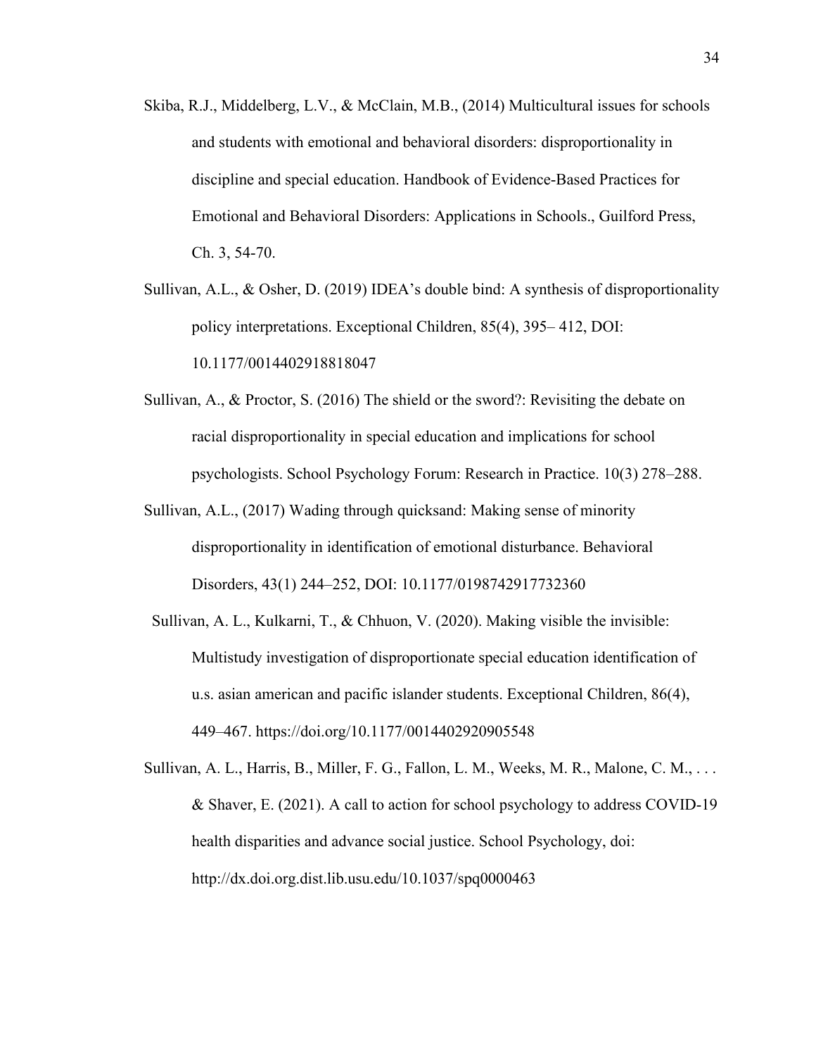Skiba, R.J., Middelberg, L.V., & McClain, M.B., (2014) Multicultural issues for schools and students with emotional and behavioral disorders: disproportionality in discipline and special education. Handbook of Evidence-Based Practices for Emotional and Behavioral Disorders: Applications in Schools., Guilford Press, Ch. 3, 54-70.

Sullivan, A.L., & Osher, D. (2019) IDEA's double bind: A synthesis of disproportionality policy interpretations. Exceptional Children, 85(4), 395– 412, DOI: 10.1177/0014402918818047

Sullivan, A., & Proctor, S. (2016) The shield or the sword?: Revisiting the debate on racial disproportionality in special education and implications for school psychologists. School Psychology Forum: Research in Practice. 10(3) 278–288.

Sullivan, A.L., (2017) Wading through quicksand: Making sense of minority disproportionality in identification of emotional disturbance. Behavioral Disorders, 43(1) 244–252, DOI: 10.1177/0198742917732360

Sullivan, A. L., Kulkarni, T., & Chhuon, V. (2020). Making visible the invisible: Multistudy investigation of disproportionate special education identification of u.s. asian american and pacific islander students. Exceptional Children, 86(4), 449–467. https://doi.org/10.1177/0014402920905548

Sullivan, A. L., Harris, B., Miller, F. G., Fallon, L. M., Weeks, M. R., Malone, C. M., . . . & Shaver, E. (2021). A call to action for school psychology to address COVID-19 health disparities and advance social justice. School Psychology, doi: http://dx.doi.org.dist.lib.usu.edu/10.1037/spq0000463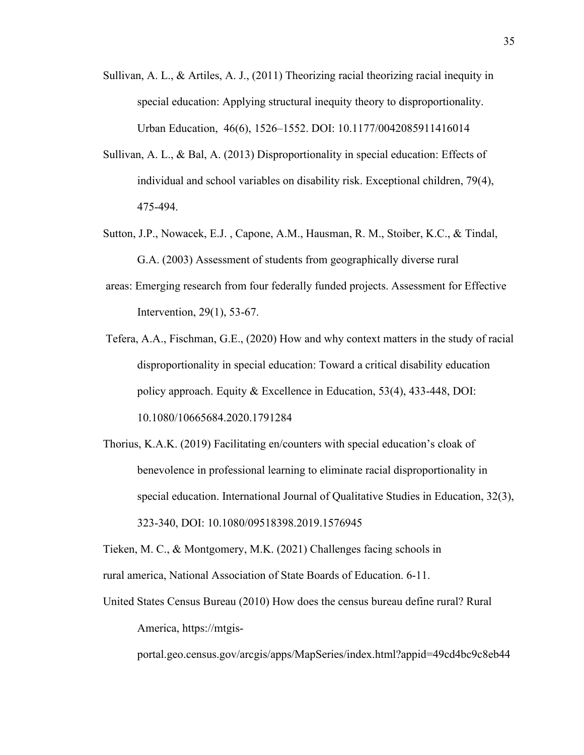Sullivan, A. L., & Artiles, A. J., (2011) Theorizing racial theorizing racial inequity in special education: Applying structural inequity theory to disproportionality. Urban Education, 46(6), 1526–1552. DOI: 10.1177/0042085911416014

Sullivan, A. L., & Bal, A. (2013) Disproportionality in special education: Effects of individual and school variables on disability risk. Exceptional children, 79(4), 475-494.

Sutton, J.P., Nowacek, E.J. , Capone, A.M., Hausman, R. M., Stoiber, K.C., & Tindal, G.A. (2003) Assessment of students from geographically diverse rural areas: Emerging research from four federally funded projects. Assessment for Effective Intervention, 29(1), 53-67.

Tefera, A.A., Fischman, G.E., (2020) How and why context matters in the study of racial disproportionality in special education: Toward a critical disability education policy approach. Equity & Excellence in Education, 53(4), 433-448, DOI: 10.1080/10665684.2020.1791284

Thorius, K.A.K. (2019) Facilitating en/counters with special education's cloak of benevolence in professional learning to eliminate racial disproportionality in special education. International Journal of Qualitative Studies in Education, 32(3), 323-340, DOI: 10.1080/09518398.2019.1576945

Tieken, M. C., & Montgomery, M.K. (2021) Challenges facing schools in rural america, National Association of State Boards of Education. 6-11.

United States Census Bureau (2010) How does the census bureau define rural? Rural America, https://mtgis-portal.geo.census.gov/arcgis/apps/MapSeries/index.html?appid=49cd4bc9c8eb44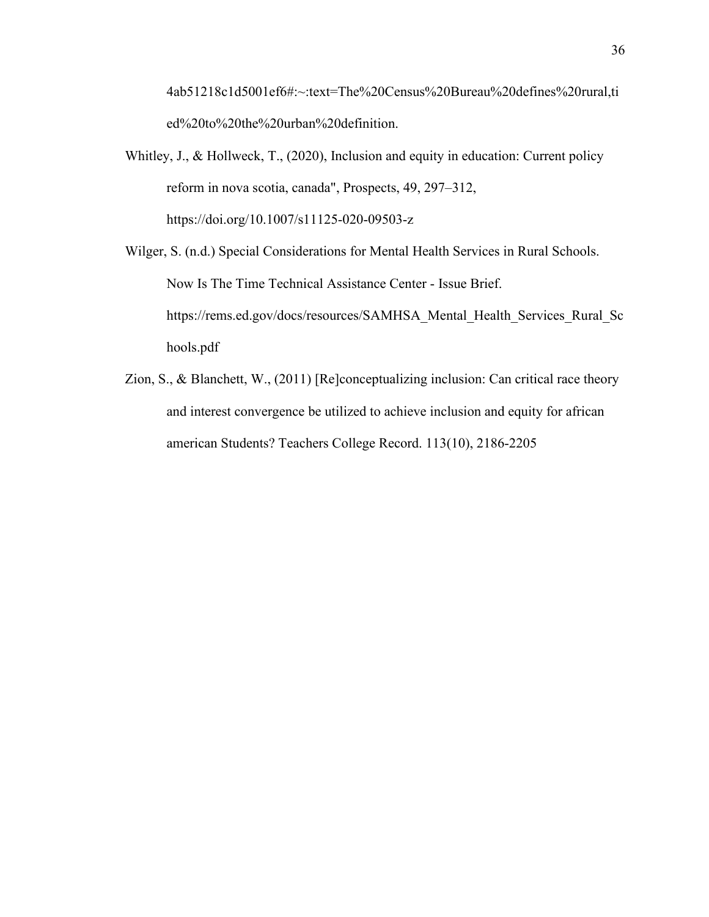4ab51218c1d5001ef6#:~:text=The%20Census%20Bureau%20defines%20rural,tied%20to%20the%20urban%20definition.

Whitley, J., & Hollweck, T., (2020), Inclusion and equity in education: Current policy reform in nova scotia, canada", Prospects, 49, 297–312, https://doi.org/10.1007/s11125-020-09503-z

Wilger, S. (n.d.) Special Considerations for Mental Health Services in Rural Schools. Now Is The Time Technical Assistance Center - Issue Brief. https://rems.ed.gov/docs/resources/SAMHSA_Mental_Health_Services_Rural_Schools.pdf

Zion, S., & Blanchett, W., (2011) [Re]conceptualizing inclusion: Can critical race theory and interest convergence be utilized to achieve inclusion and equity for african american Students? Teachers College Record. 113(10), 2186-2205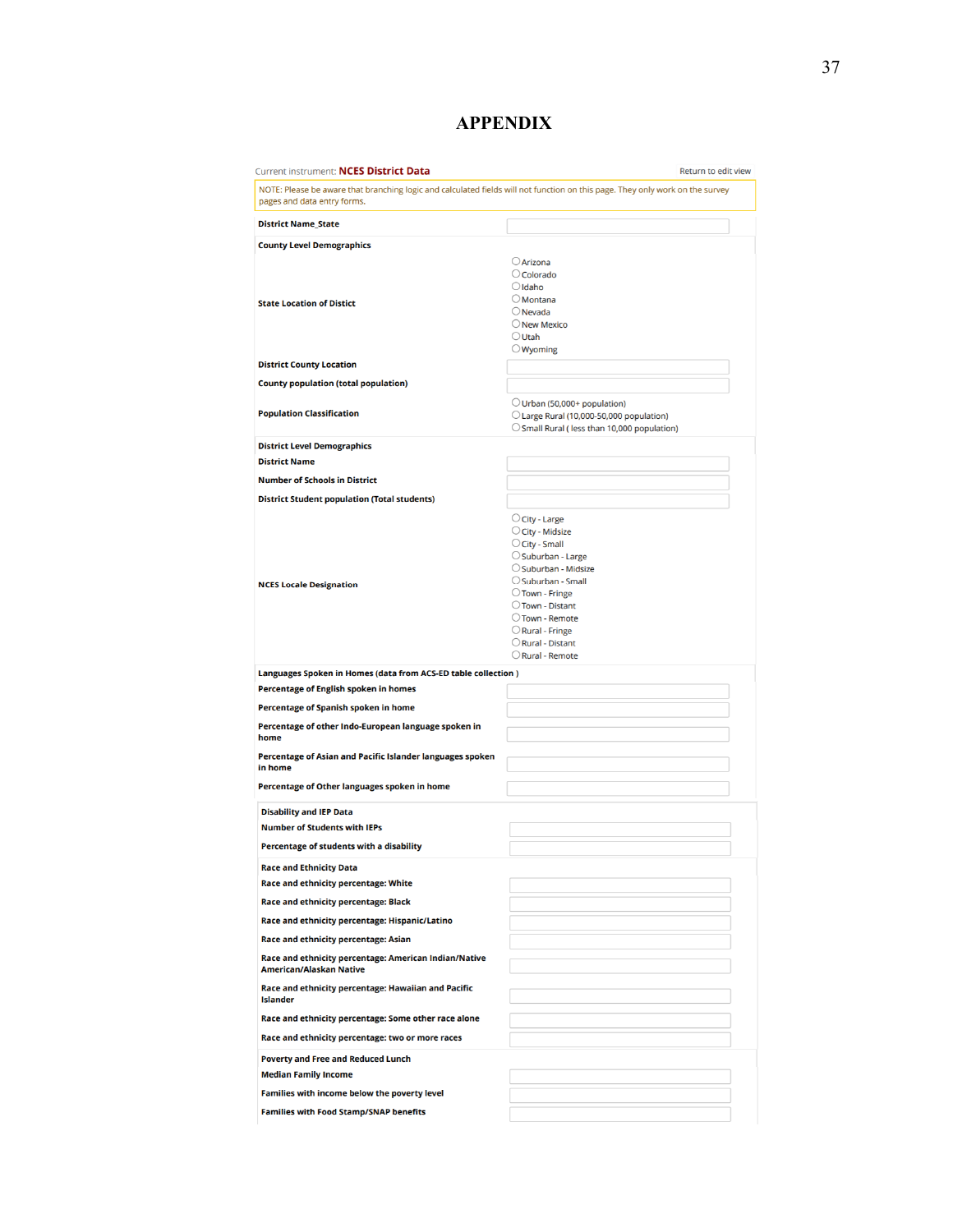# APPENDIX

Current instrument: **NCES District Data** Return to edit view

NOTE: Please be aware that branching logic and calculated fields will not function on this page. They only work on the survey pages and data entry forms.

| | |
|---|---|
| **District Name_State** | |
| **County Level Demographics** | |
| **State Location of Distict** | ○ Arizona<br>○ Colorado<br>○ Idaho<br>○ Montana<br>○ Nevada<br>○ New Mexico<br>○ Utah<br>○ Wyoming |
| **District County Location** | |
| **County population (total population)** | |
| **Population Classification** | ○ Urban (50,000+ population)<br>○ Large Rural (10,000-50,000 population)<br>○ Small Rural ( less than 10,000 population) |
| **District Level Demographics** | |
| **District Name** | |
| **Number of Schools in District** | |
| **District Student population (Total students)** | |
| **NCES Locale Designation** | ○ City - Large<br>○ City - Midsize<br>○ City - Small<br>○ Suburban - Large<br>○ Suburban - Midsize<br>○ Suburban - Small<br>○ Town - Fringe<br>○ Town - Distant<br>○ Town - Remote<br>○ Rural - Fringe<br>○ Rural - Distant<br>○ Rural - Remote |
| **Languages Spoken in Homes (data from ACS-ED table collection )** | |
| **Percentage of English spoken in homes** | |
| **Percentage of Spanish spoken in home** | |
| **Percentage of other Indo-European language spoken in home** | |
| **Percentage of Asian and Pacific Islander languages spoken in home** | |
| **Percentage of Other languages spoken in home** | |
| **Disability and IEP Data** | |
| **Number of Students with IEPs** | |
| **Percentage of students with a disability** | |
| **Race and Ethnicity Data** | |
| **Race and ethnicity percentage: White** | |
| **Race and ethnicity percentage: Black** | |
| **Race and ethnicity percentage: Hispanic/Latino** | |
| **Race and ethnicity percentage: Asian** | |
| **Race and ethnicity percentage: American Indian/Native American/Alaskan Native** | |
| **Race and ethnicity percentage: Hawaiian and Pacific Islander** | |
| **Race and ethnicity percentage: Some other race alone** | |
| **Race and ethnicity percentage: two or more races** | |
| **Poverty and Free and Reduced Lunch** | |
| **Median Family Income** | |
| **Families with income below the poverty level** | |
| **Families with Food Stamp/SNAP benefits** | |